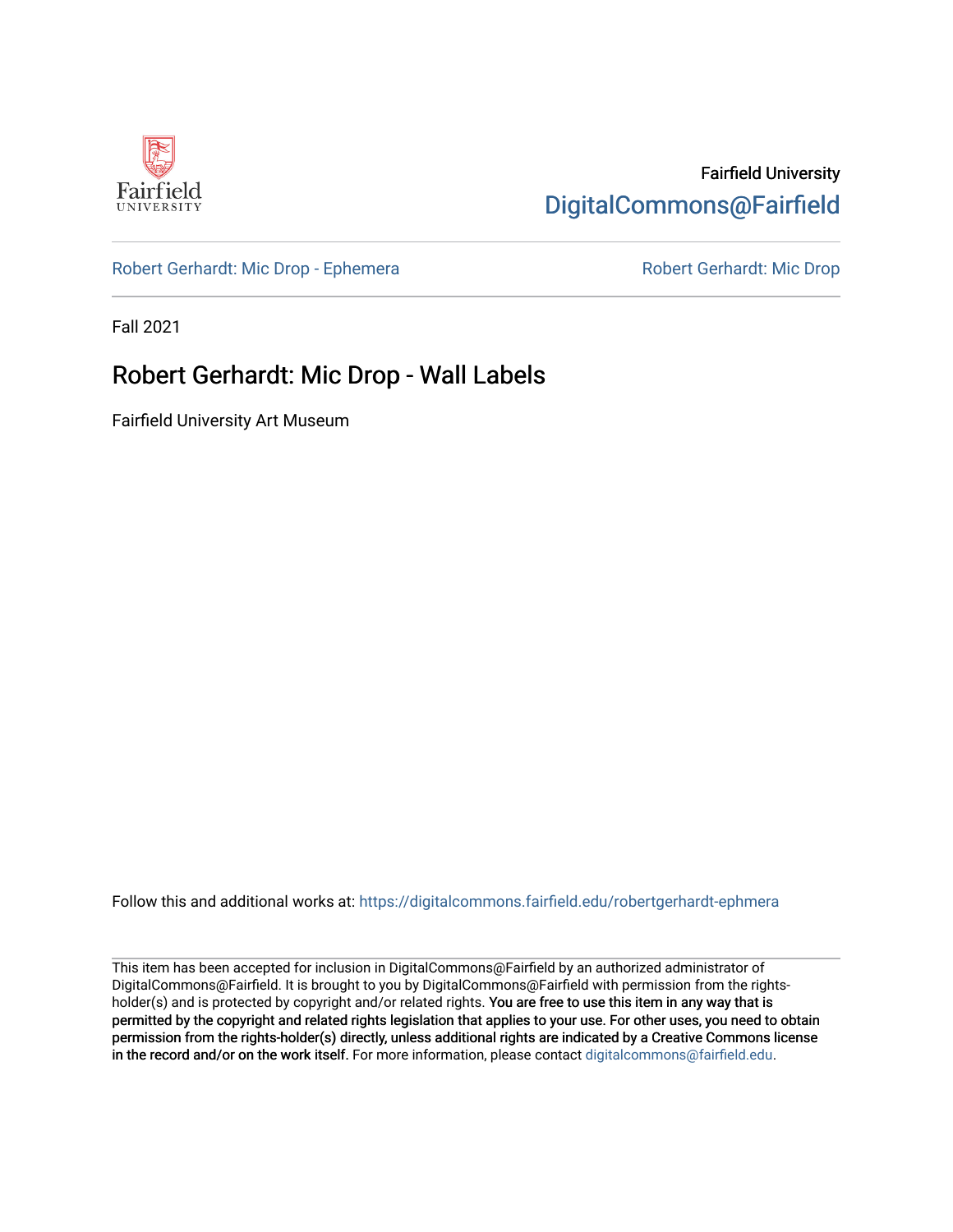Fairfield University
DigitalCommons@Fairfield

Robert Gerhardt: Mic Drop - Ephemera

Robert Gerhardt: Mic Drop

Fall 2021

# Robert Gerhardt: Mic Drop - Wall Labels

Fairfield University Art Museum

Follow this and additional works at: https://digitalcommons.fairfield.edu/robertgerhardt-ephmera

This item has been accepted for inclusion in DigitalCommons@Fairfield by an authorized administrator of DigitalCommons@Fairfield. It is brought to you by DigitalCommons@Fairfield with permission from the rights-holder(s) and is protected by copyright and/or related rights. **You are free to use this item in any way that is permitted by the copyright and related rights legislation that applies to your use. For other uses, you need to obtain permission from the rights-holder(s) directly, unless additional rights are indicated by a Creative Commons license in the record and/or on the work itself.** For more information, please contact digitalcommons@fairfield.edu.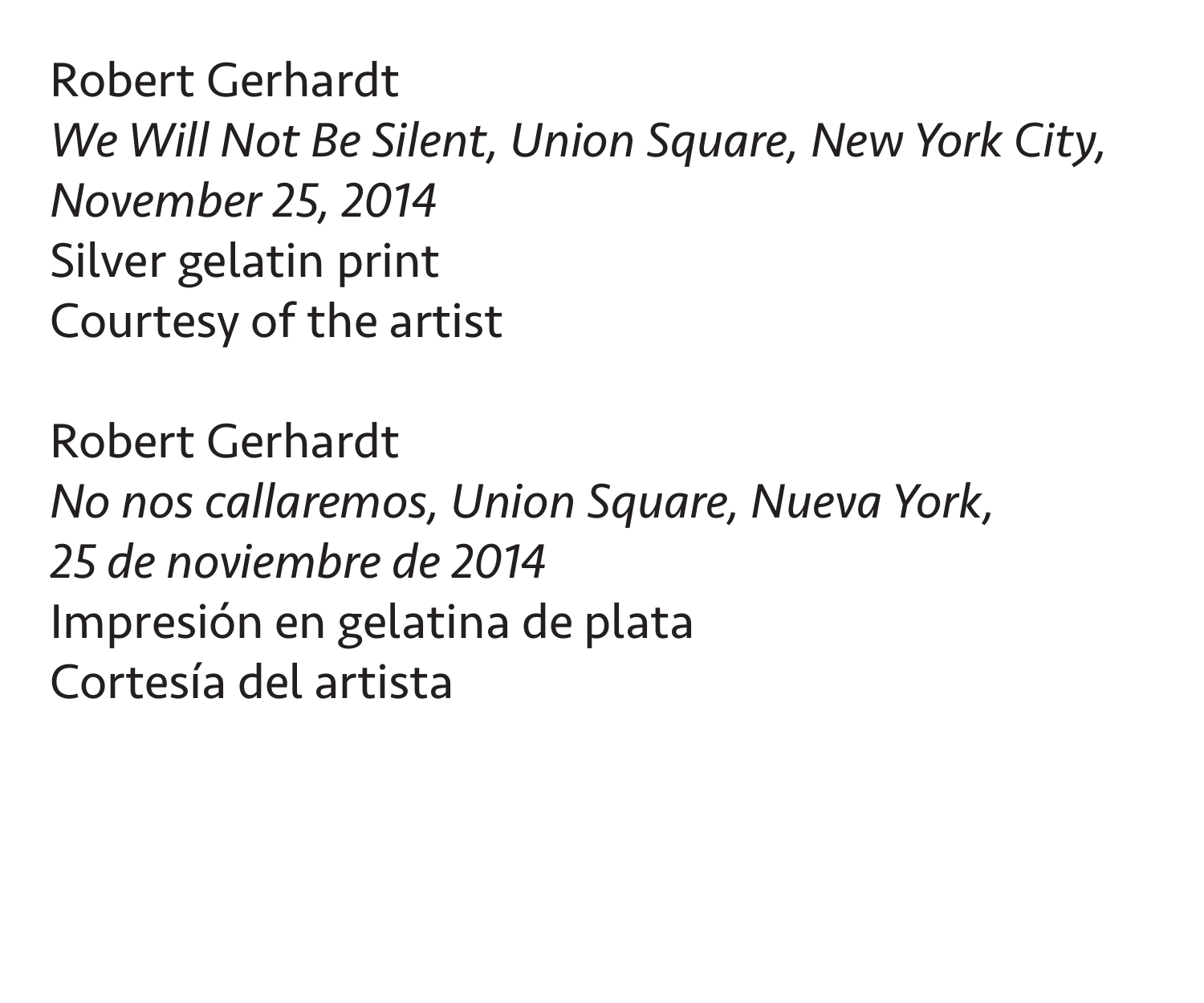Robert Gerhardt
*We Will Not Be Silent, Union Square, New York City, November 25, 2014*
Silver gelatin print
Courtesy of the artist

Robert Gerhardt
*No nos callaremos, Union Square, Nueva York, 25 de noviembre de 2014*
Impresión en gelatina de plata
Cortesía del artista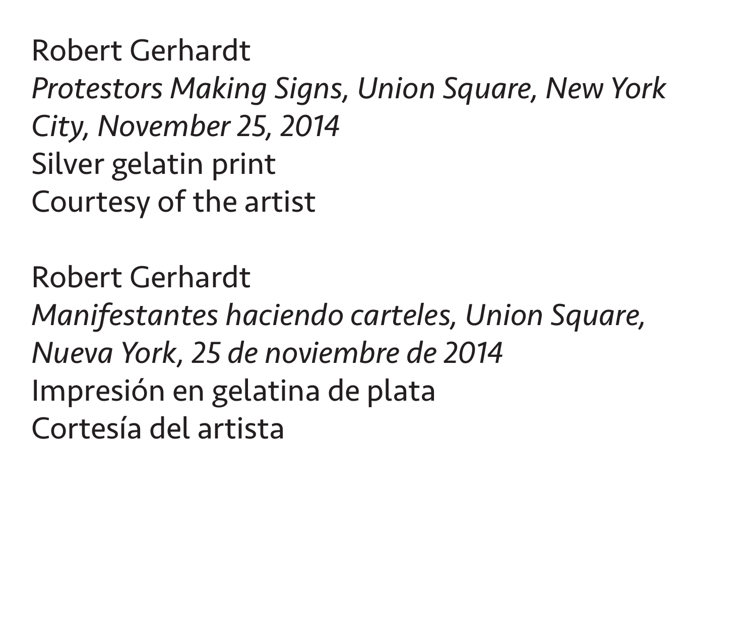Robert Gerhardt
*Protestors Making Signs, Union Square, New York City, November 25, 2014*
Silver gelatin print
Courtesy of the artist

Robert Gerhardt
*Manifestantes haciendo carteles, Union Square, Nueva York, 25 de noviembre de 2014*
Impresión en gelatina de plata
Cortesía del artista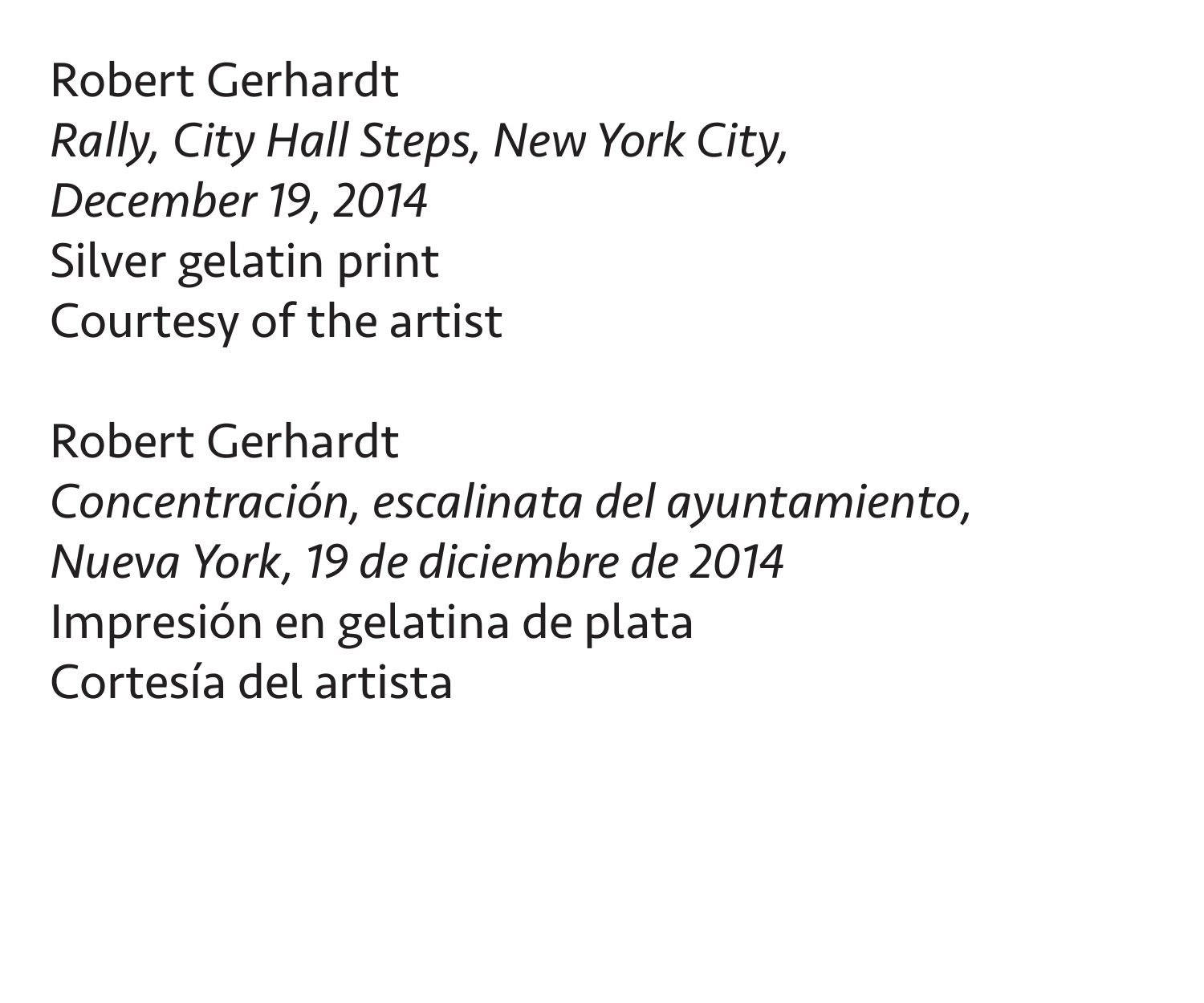Robert Gerhardt  
*Rally, City Hall Steps, New York City, December 19, 2014*  
Silver gelatin print  
Courtesy of the artist

Robert Gerhardt  
*Concentración, escalinata del ayuntamiento, Nueva York, 19 de diciembre de 2014*  
Impresión en gelatina de plata  
Cortesía del artista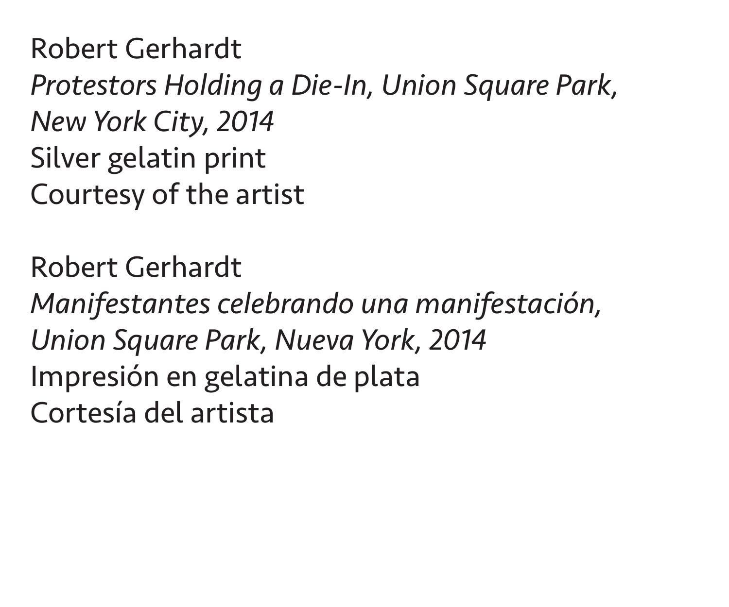Robert Gerhardt
*Protestors Holding a Die-In, Union Square Park, New York City, 2014*
Silver gelatin print
Courtesy of the artist

Robert Gerhardt
*Manifestantes celebrando una manifestación, Union Square Park, Nueva York, 2014*
Impresión en gelatina de plata
Cortesía del artista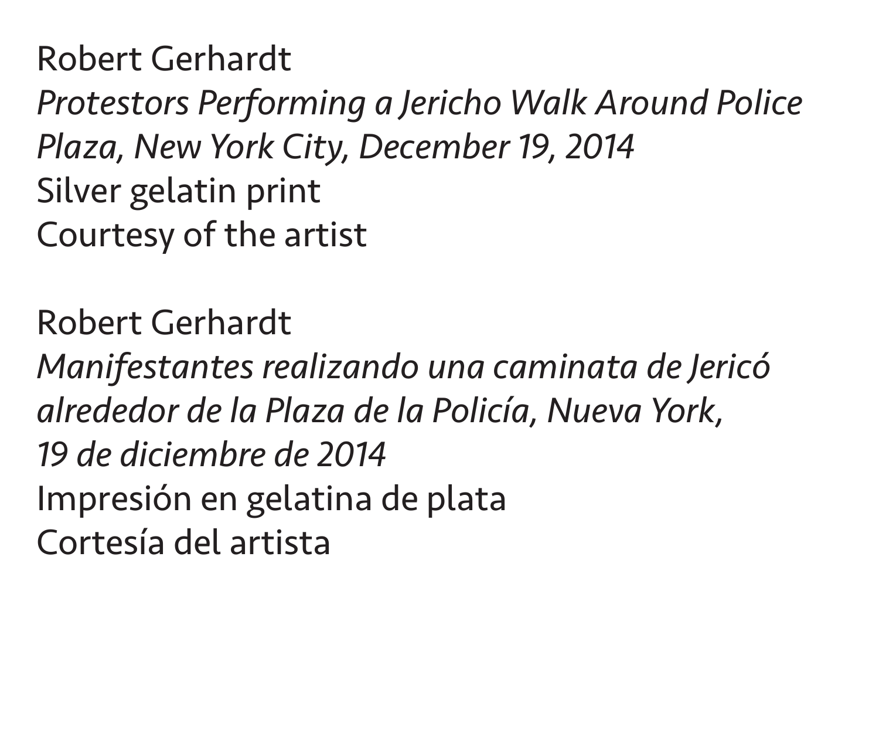Robert Gerhardt
*Protestors Performing a Jericho Walk Around Police Plaza, New York City, December 19, 2014*
Silver gelatin print
Courtesy of the artist

Robert Gerhardt
*Manifestantes realizando una caminata de Jericó alrededor de la Plaza de la Policía, Nueva York, 19 de diciembre de 2014*
Impresión en gelatina de plata
Cortesía del artista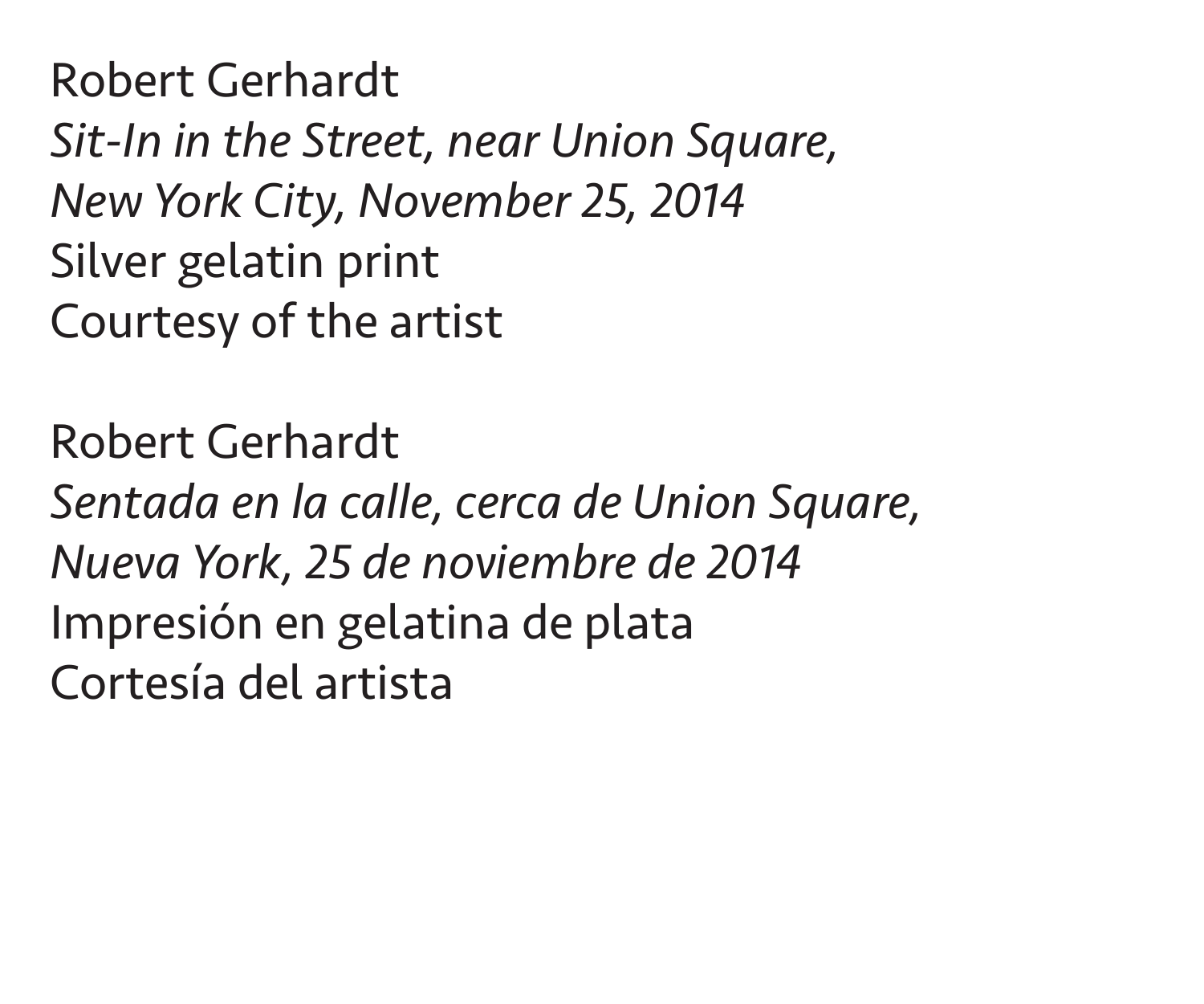Robert Gerhardt
*Sit-In in the Street, near Union Square,*
*New York City, November 25, 2014*
Silver gelatin print
Courtesy of the artist

Robert Gerhardt
*Sentada en la calle, cerca de Union Square,*
*Nueva York, 25 de noviembre de 2014*
Impresión en gelatina de plata
Cortesía del artista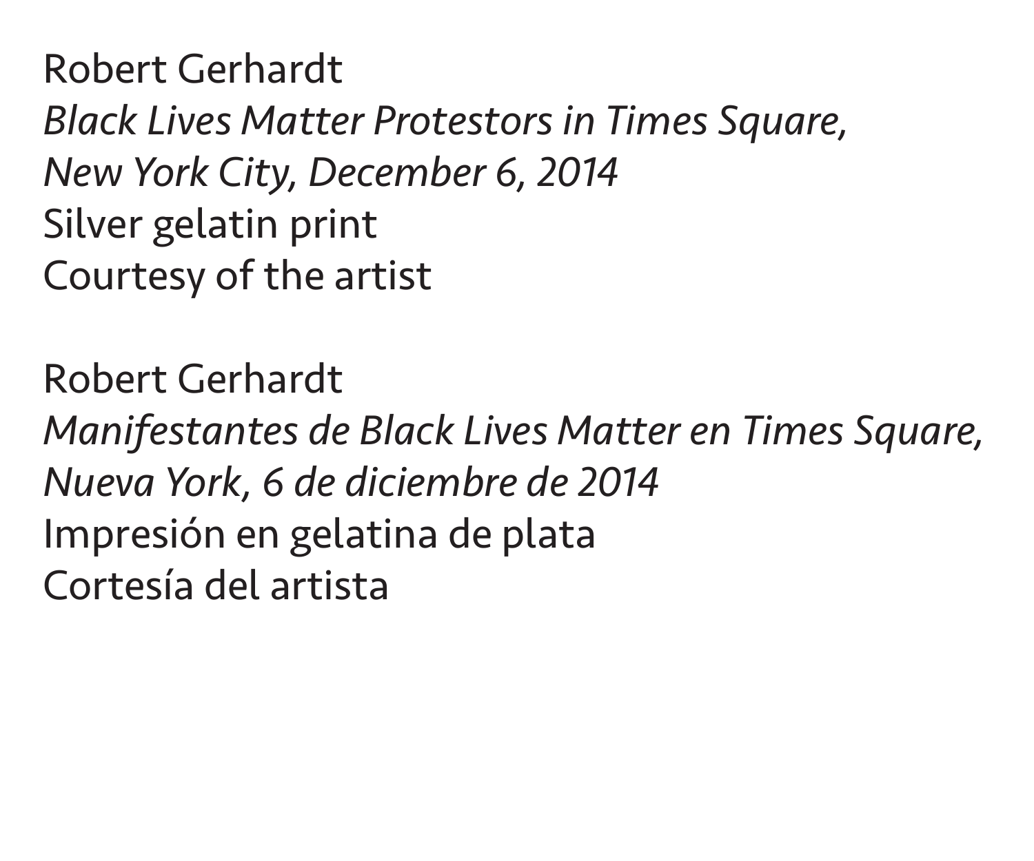Robert Gerhardt
*Black Lives Matter Protestors in Times Square,*
*New York City, December 6, 2014*
Silver gelatin print
Courtesy of the artist

Robert Gerhardt
*Manifestantes de Black Lives Matter en Times Square,*
*Nueva York, 6 de diciembre de 2014*
Impresión en gelatina de plata
Cortesía del artista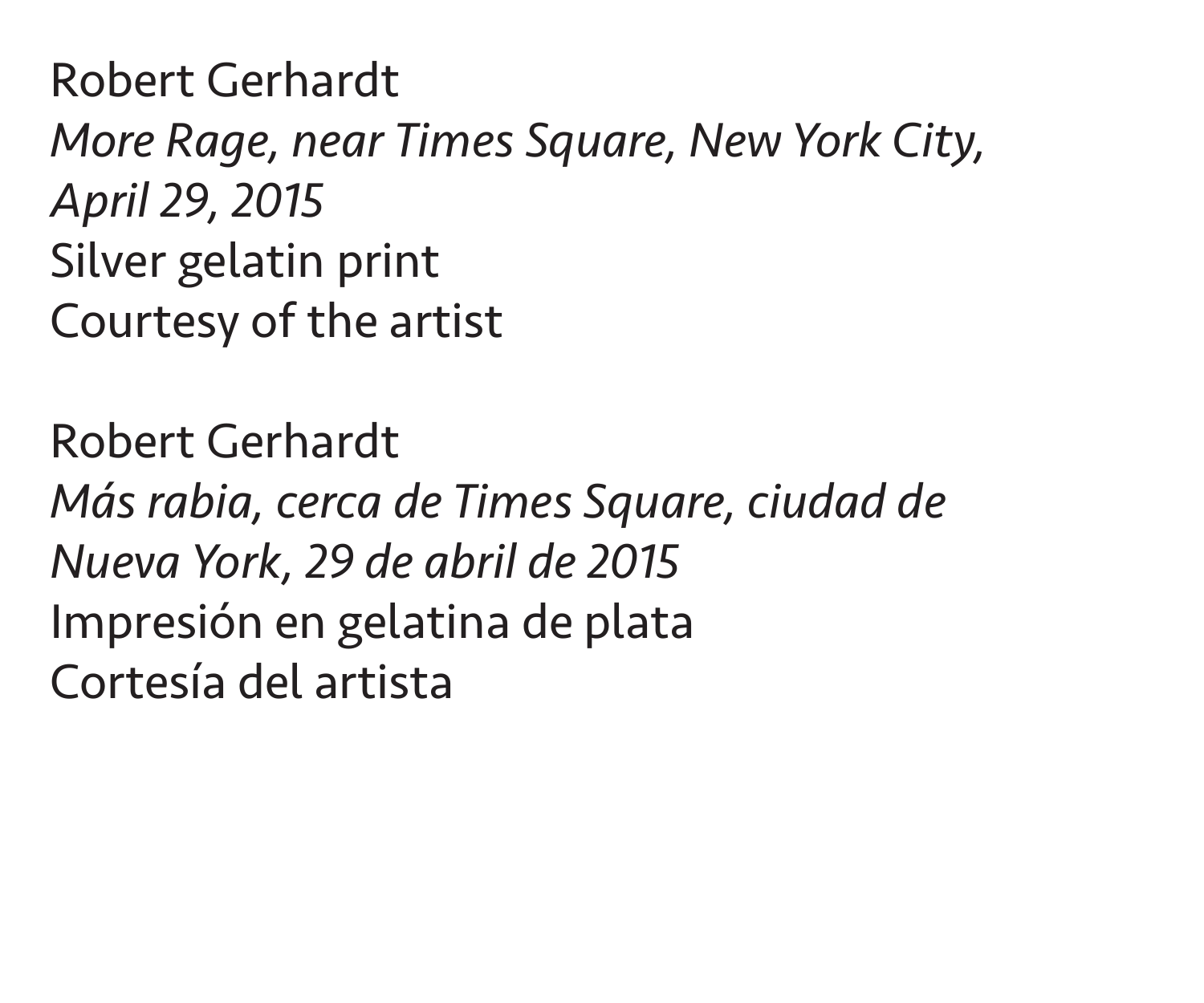Robert Gerhardt  
*More Rage, near Times Square, New York City, April 29, 2015*  
Silver gelatin print  
Courtesy of the artist

Robert Gerhardt  
*Más rabia, cerca de Times Square, ciudad de Nueva York, 29 de abril de 2015*  
Impresión en gelatina de plata  
Cortesía del artista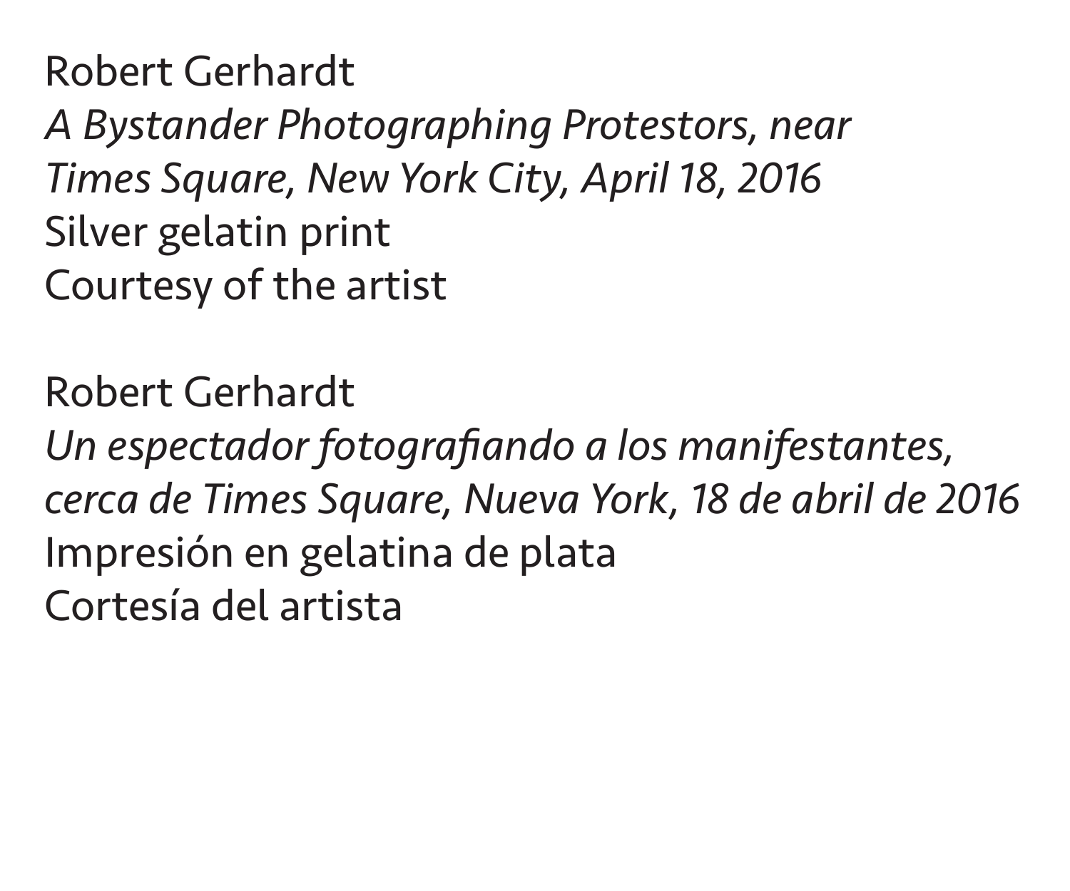Robert Gerhardt
*A Bystander Photographing Protestors, near Times Square, New York City, April 18, 2016*
Silver gelatin print
Courtesy of the artist

Robert Gerhardt
*Un espectador fotografiando a los manifestantes, cerca de Times Square, Nueva York, 18 de abril de 2016*
Impresión en gelatina de plata
Cortesía del artista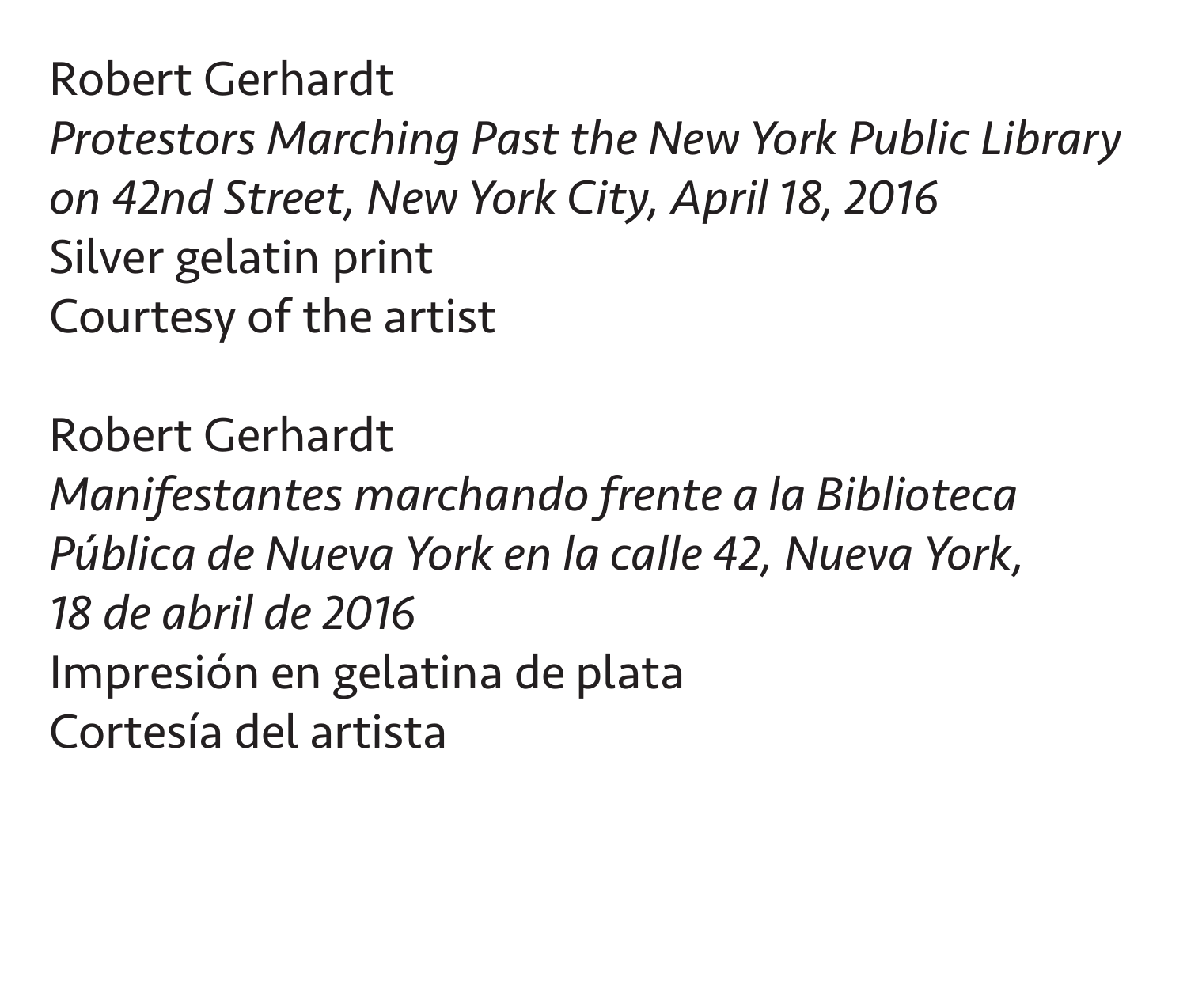Robert Gerhardt
*Protestors Marching Past the New York Public Library on 42nd Street, New York City, April 18, 2016*
Silver gelatin print
Courtesy of the artist

Robert Gerhardt
*Manifestantes marchando frente a la Biblioteca Pública de Nueva York en la calle 42, Nueva York, 18 de abril de 2016*
Impresión en gelatina de plata
Cortesía del artista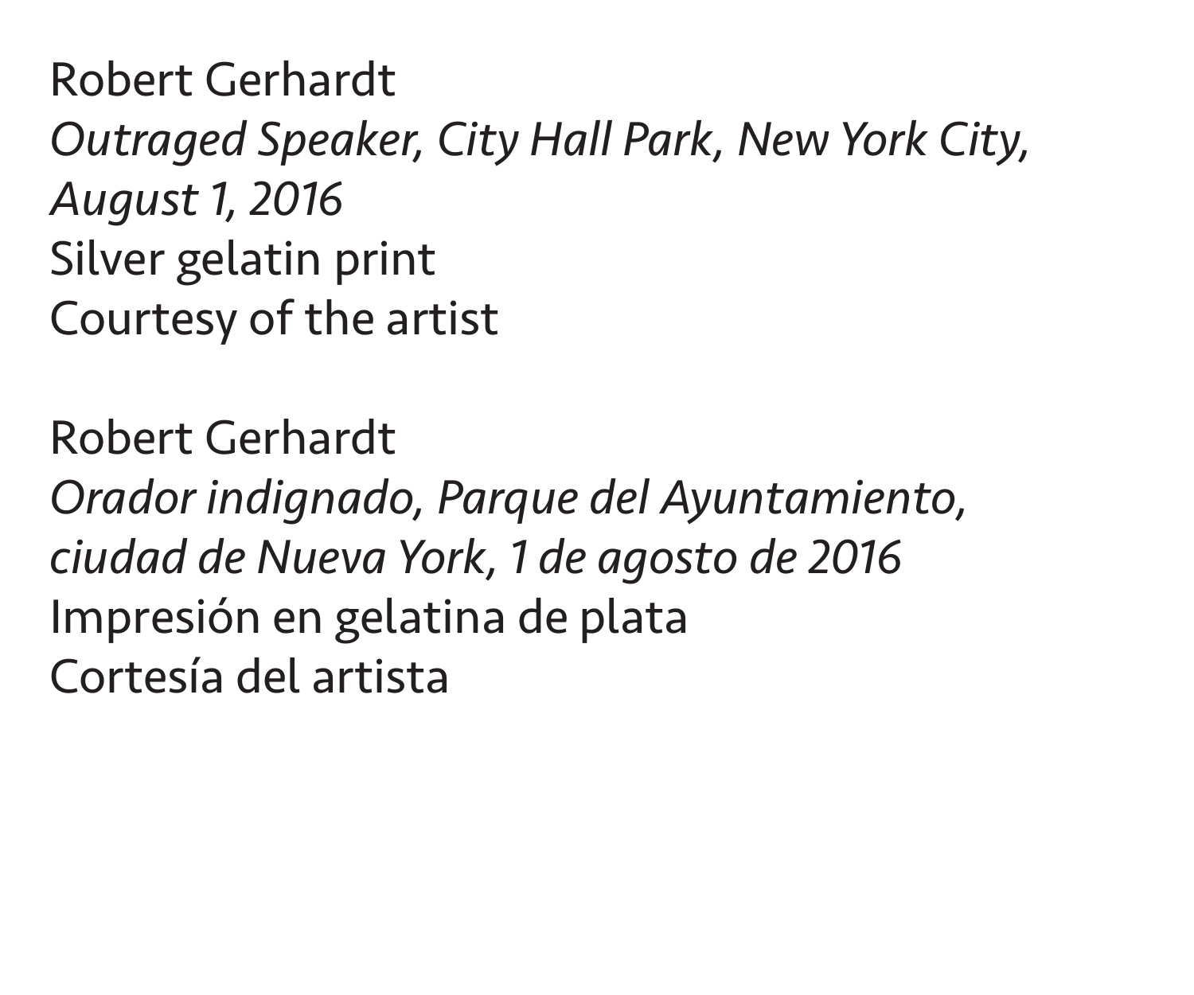Robert Gerhardt
*Outraged Speaker, City Hall Park, New York City, August 1, 2016*
Silver gelatin print
Courtesy of the artist

Robert Gerhardt
*Orador indignado, Parque del Ayuntamiento, ciudad de Nueva York, 1 de agosto de 2016*
Impresión en gelatina de plata
Cortesía del artista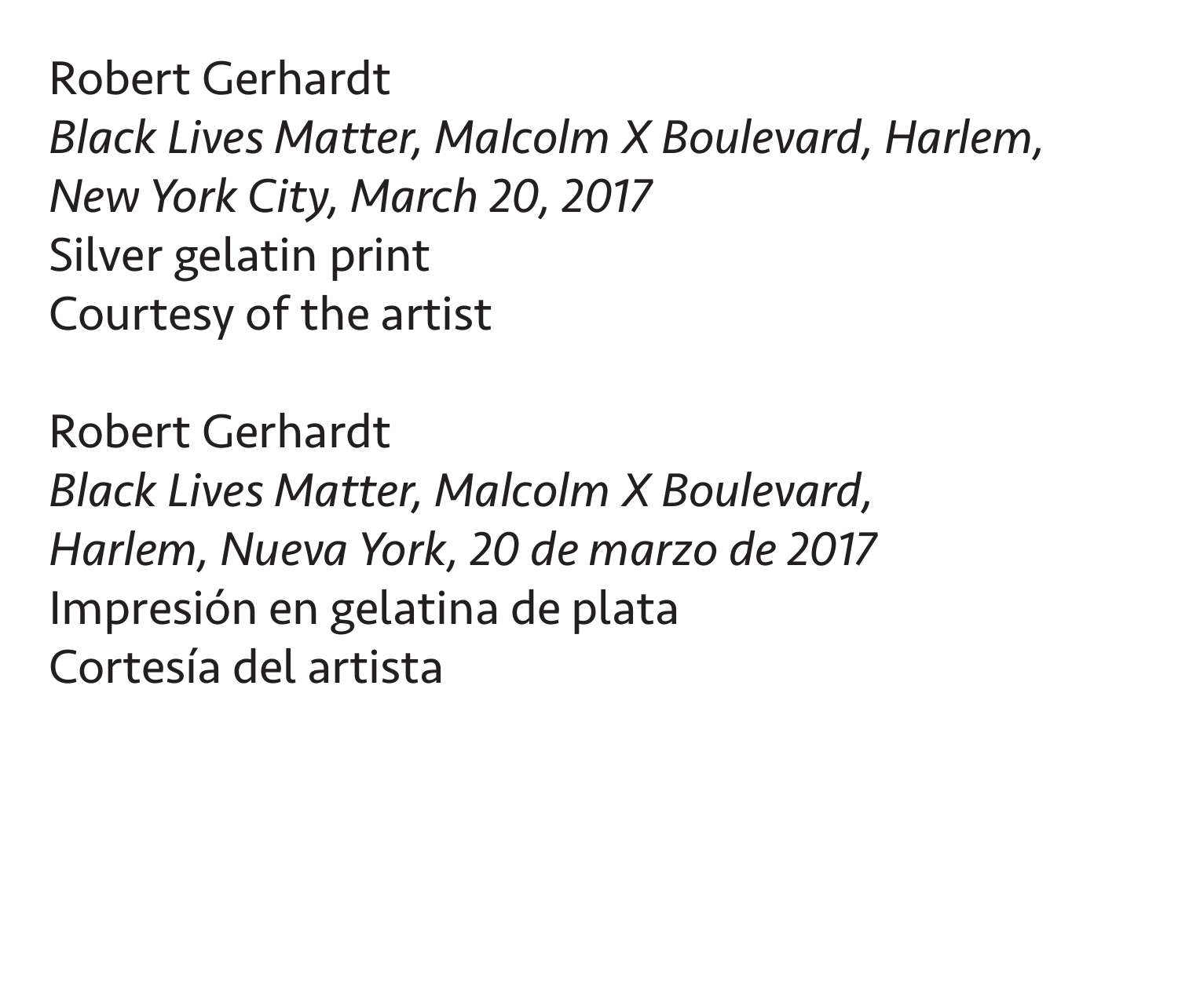Robert Gerhardt  
*Black Lives Matter, Malcolm X Boulevard, Harlem, New York City, March 20, 2017*  
Silver gelatin print  
Courtesy of the artist

Robert Gerhardt  
*Black Lives Matter, Malcolm X Boulevard, Harlem, Nueva York, 20 de marzo de 2017*  
Impresión en gelatina de plata  
Cortesía del artista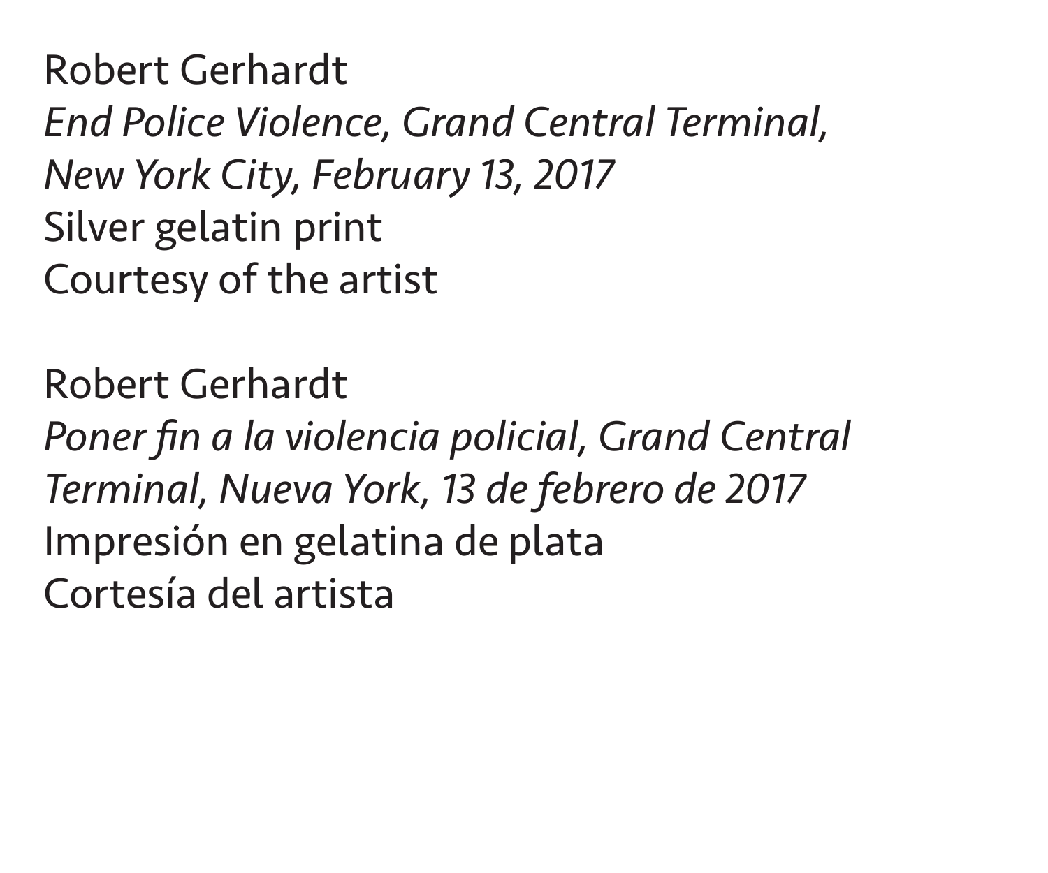Robert Gerhardt
*End Police Violence, Grand Central Terminal, New York City, February 13, 2017*
Silver gelatin print
Courtesy of the artist

Robert Gerhardt
*Poner fin a la violencia policial, Grand Central Terminal, Nueva York, 13 de febrero de 2017*
Impresión en gelatina de plata
Cortesía del artista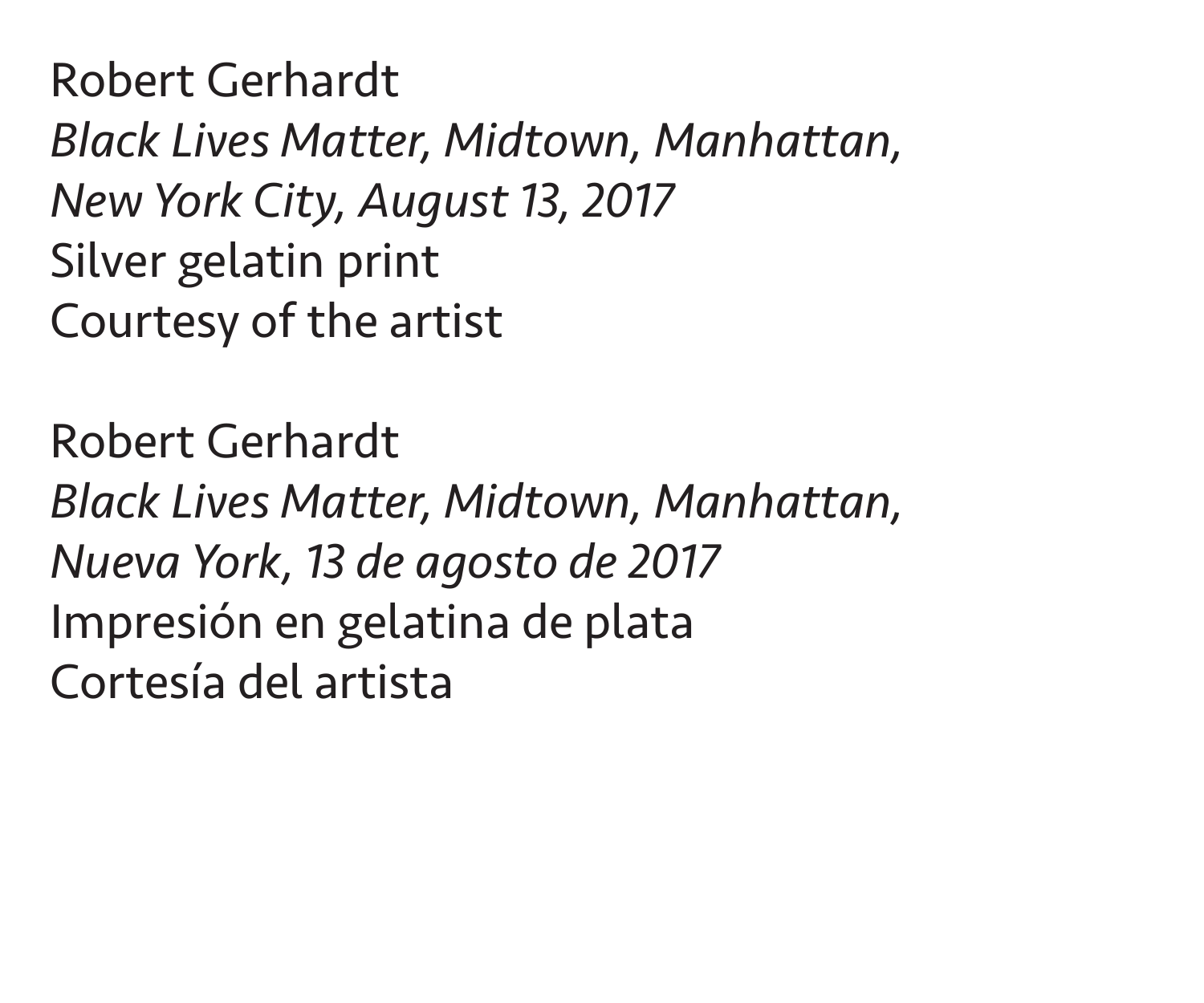Robert Gerhardt
*Black Lives Matter, Midtown, Manhattan, New York City, August 13, 2017*
Silver gelatin print
Courtesy of the artist

Robert Gerhardt
*Black Lives Matter, Midtown, Manhattan, Nueva York, 13 de agosto de 2017*
Impresión en gelatina de plata
Cortesía del artista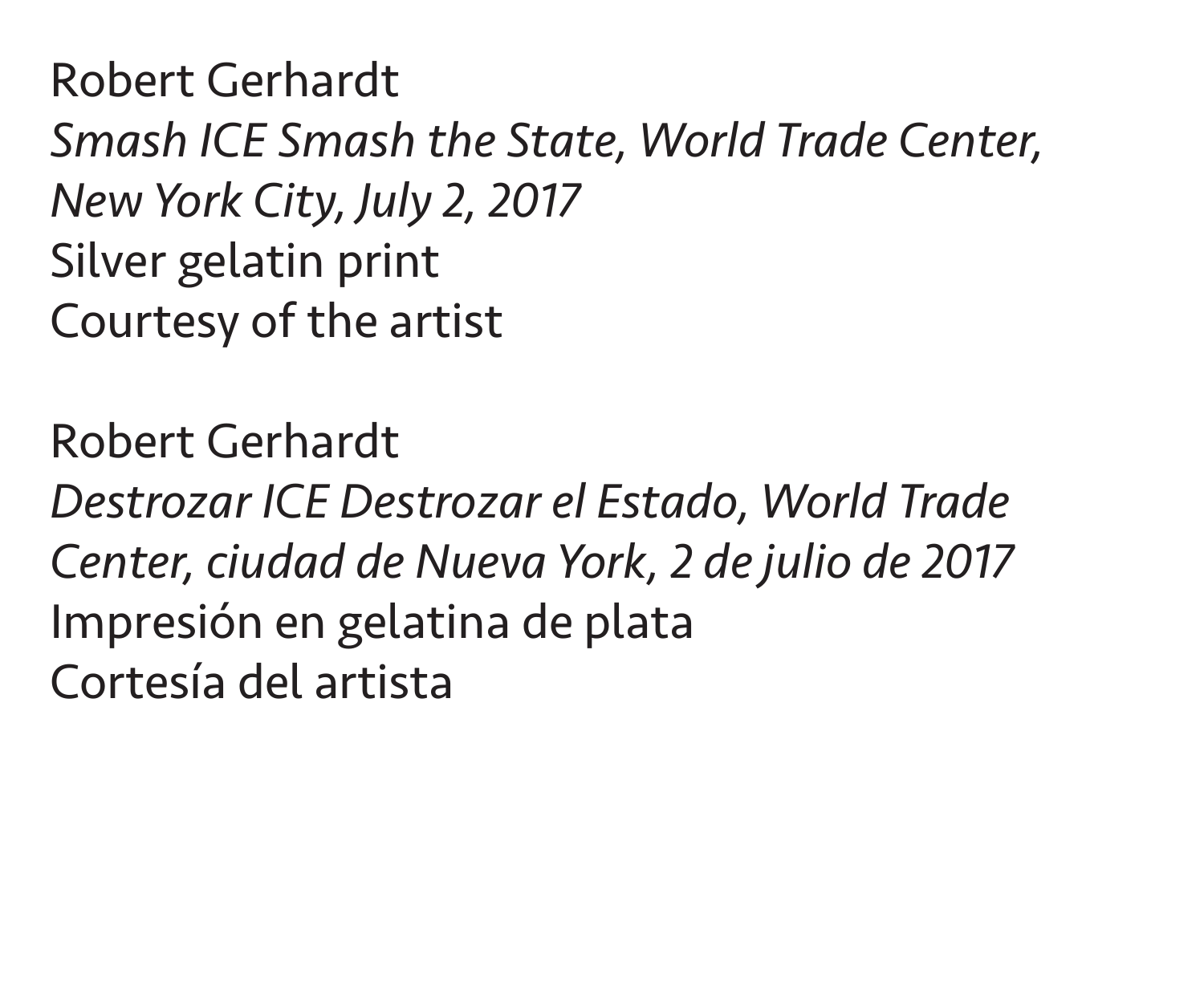Robert Gerhardt
*Smash ICE Smash the State, World Trade Center, New York City, July 2, 2017*
Silver gelatin print
Courtesy of the artist

Robert Gerhardt
*Destrozar ICE Destrozar el Estado, World Trade Center, ciudad de Nueva York, 2 de julio de 2017*
Impresión en gelatina de plata
Cortesía del artista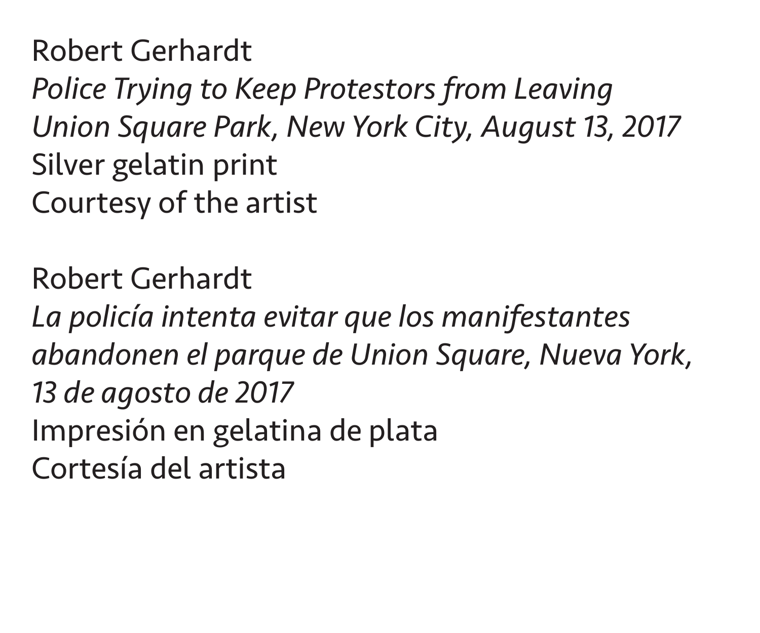Robert Gerhardt
*Police Trying to Keep Protestors from Leaving Union Square Park, New York City, August 13, 2017*
Silver gelatin print
Courtesy of the artist

Robert Gerhardt
*La policía intenta evitar que los manifestantes abandonen el parque de Union Square, Nueva York, 13 de agosto de 2017*
Impresión en gelatina de plata
Cortesía del artista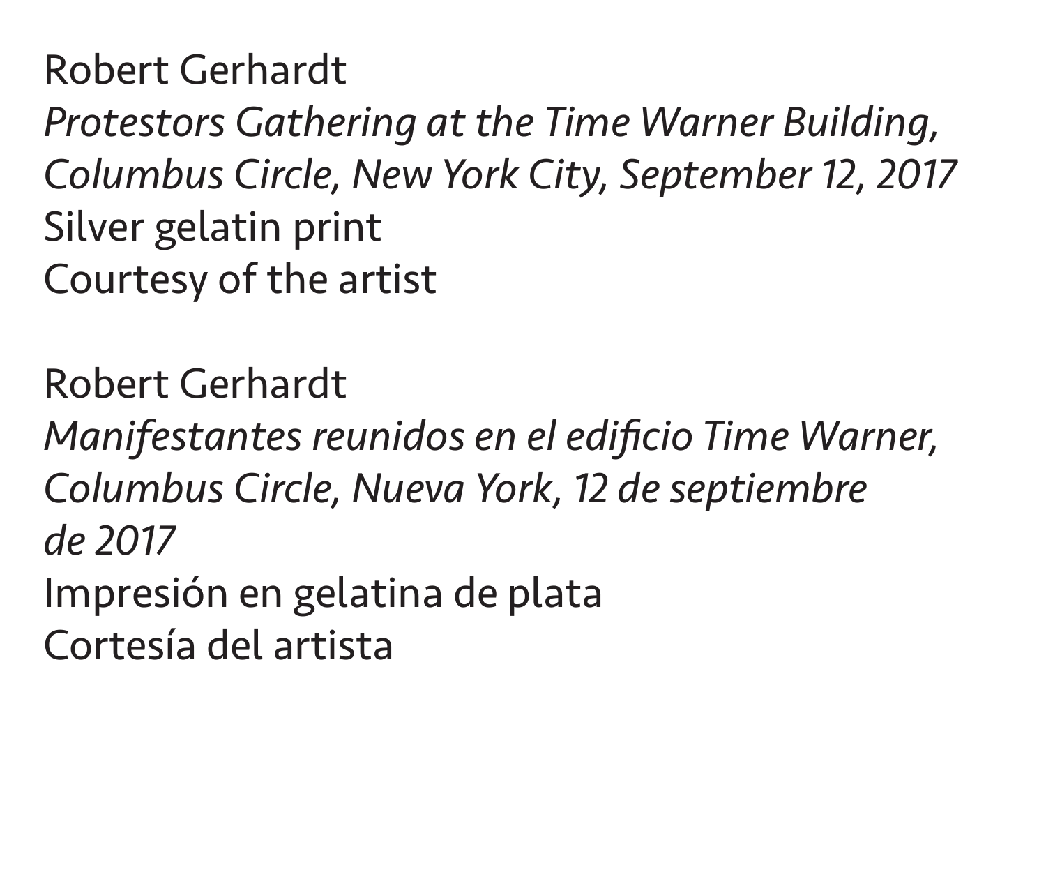Robert Gerhardt
*Protestors Gathering at the Time Warner Building, Columbus Circle, New York City, September 12, 2017*
Silver gelatin print
Courtesy of the artist

Robert Gerhardt
*Manifestantes reunidos en el edificio Time Warner, Columbus Circle, Nueva York, 12 de septiembre de 2017*
Impresión en gelatina de plata
Cortesía del artista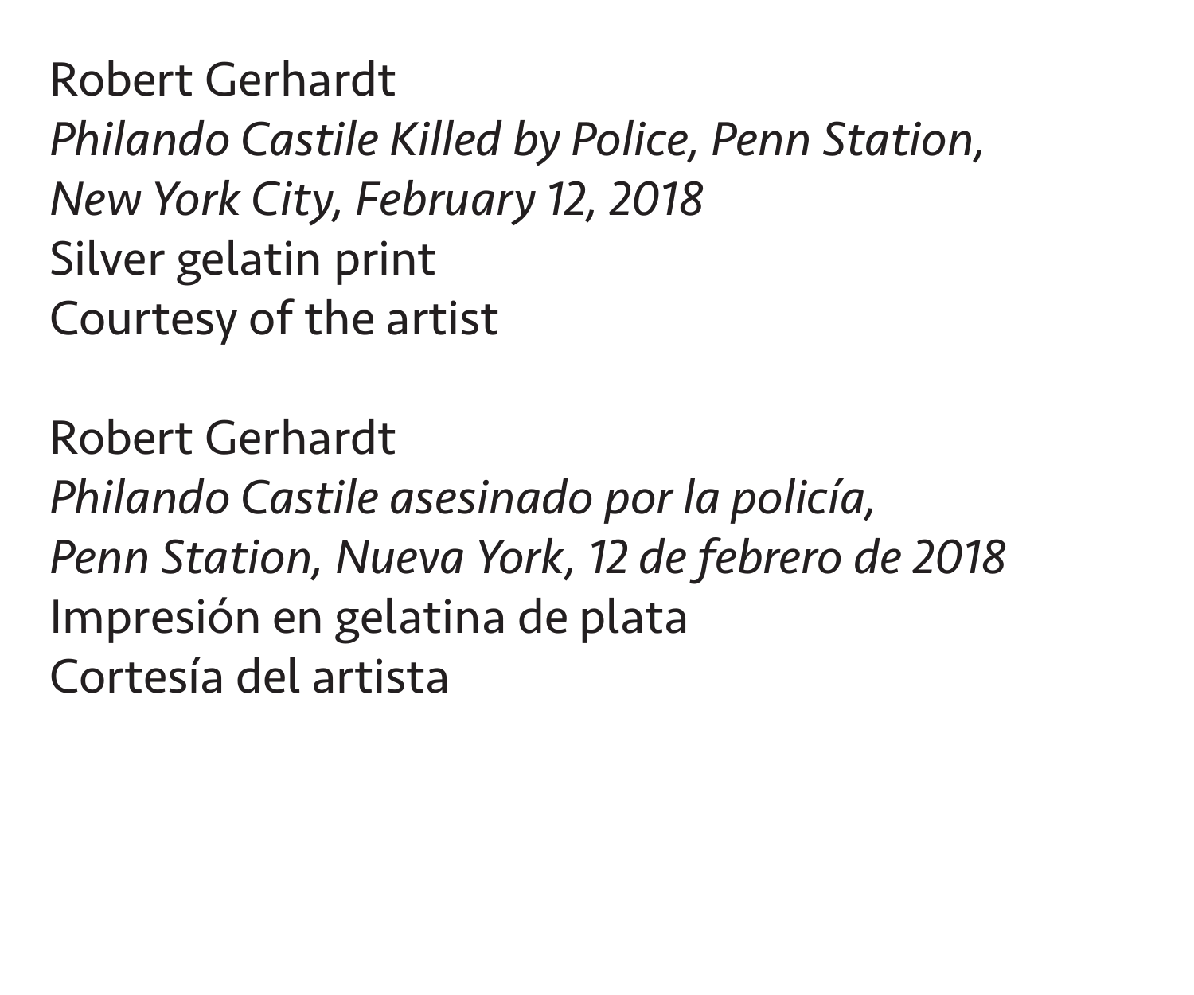Robert Gerhardt
*Philando Castile Killed by Police, Penn Station,
New York City, February 12, 2018*
Silver gelatin print
Courtesy of the artist

Robert Gerhardt
*Philando Castile asesinado por la policía,
Penn Station, Nueva York, 12 de febrero de 2018*
Impresión en gelatina de plata
Cortesía del artista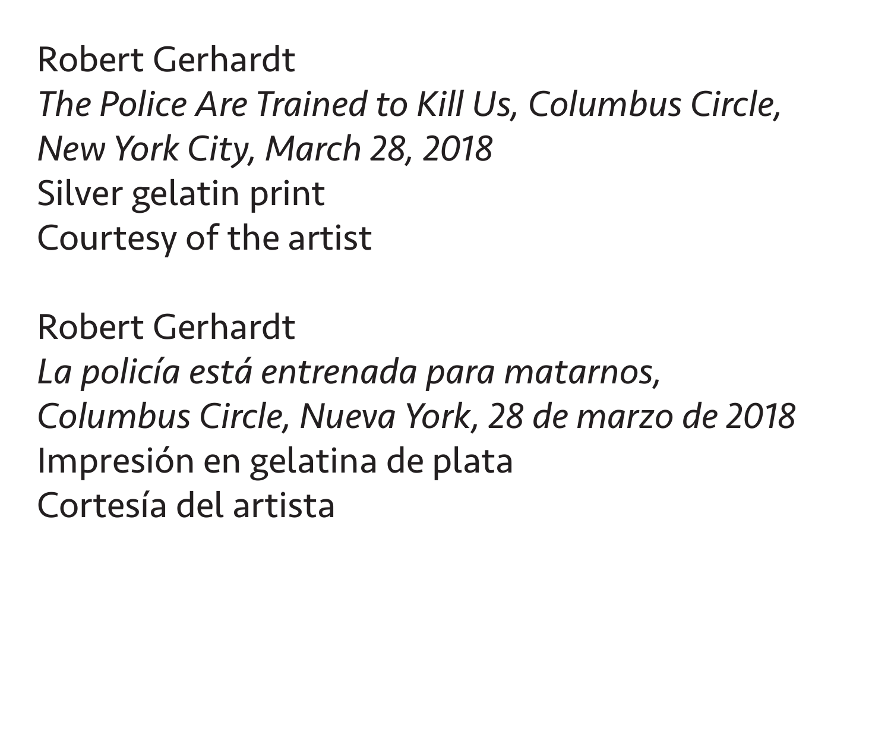Robert Gerhardt
*The Police Are Trained to Kill Us, Columbus Circle, New York City, March 28, 2018*
Silver gelatin print
Courtesy of the artist

Robert Gerhardt
*La policía está entrenada para matarnos, Columbus Circle, Nueva York, 28 de marzo de 2018*
Impresión en gelatina de plata
Cortesía del artista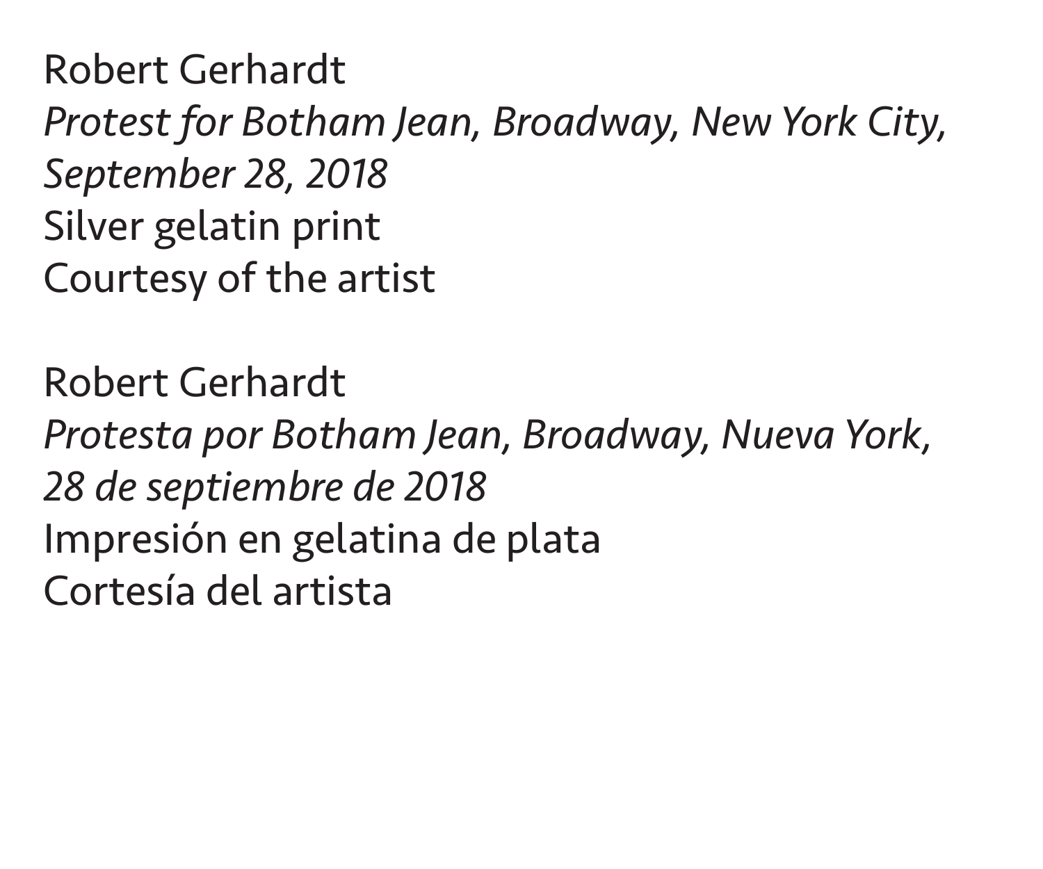Robert Gerhardt
*Protest for Botham Jean, Broadway, New York City, September 28, 2018*
Silver gelatin print
Courtesy of the artist

Robert Gerhardt
*Protesta por Botham Jean, Broadway, Nueva York, 28 de septiembre de 2018*
Impresión en gelatina de plata
Cortesía del artista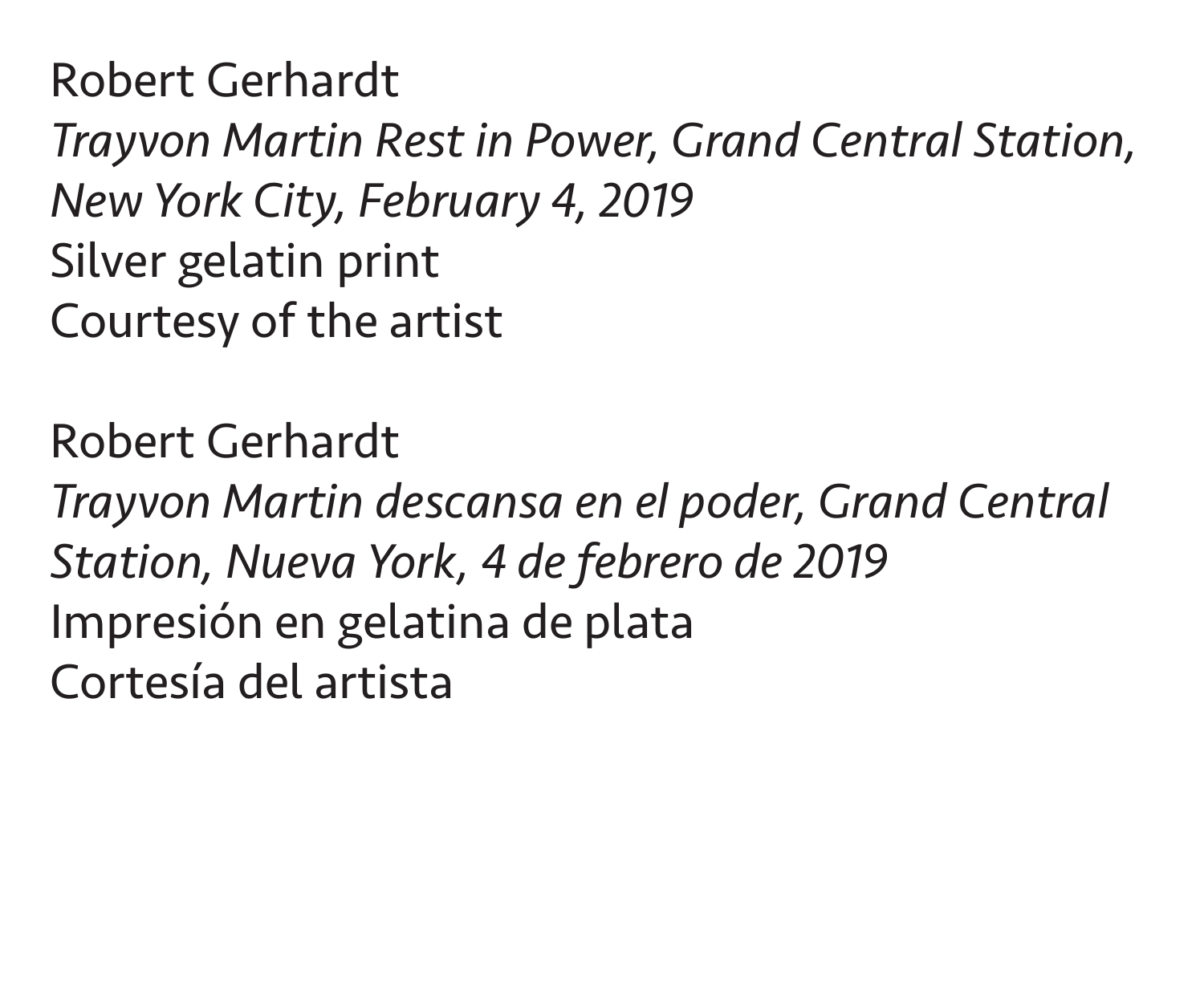Robert Gerhardt
*Trayvon Martin Rest in Power, Grand Central Station, New York City, February 4, 2019*
Silver gelatin print
Courtesy of the artist

Robert Gerhardt
*Trayvon Martin descansa en el poder, Grand Central Station, Nueva York, 4 de febrero de 2019*
Impresión en gelatina de plata
Cortesía del artista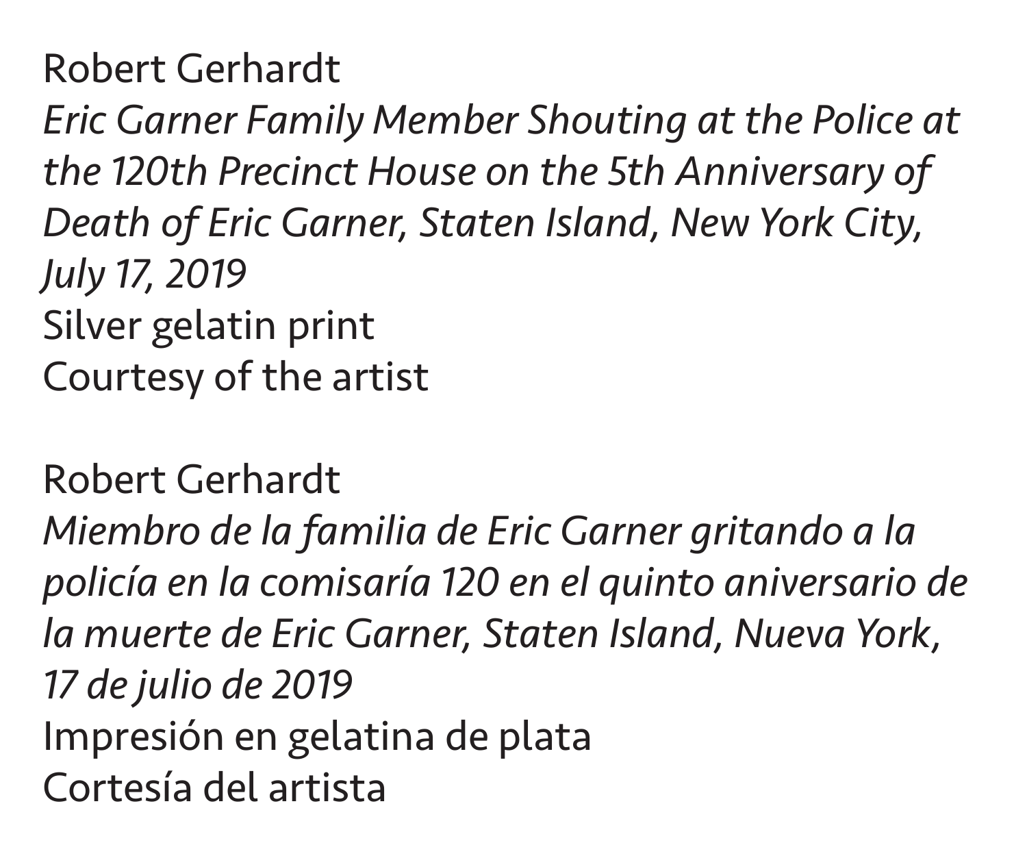Robert Gerhardt  
*Eric Garner Family Member Shouting at the Police at the 120th Precinct House on the 5th Anniversary of Death of Eric Garner, Staten Island, New York City, July 17, 2019*  
Silver gelatin print  
Courtesy of the artist

Robert Gerhardt  
*Miembro de la familia de Eric Garner gritando a la policía en la comisaría 120 en el quinto aniversario de la muerte de Eric Garner, Staten Island, Nueva York, 17 de julio de 2019*  
Impresión en gelatina de plata  
Cortesía del artista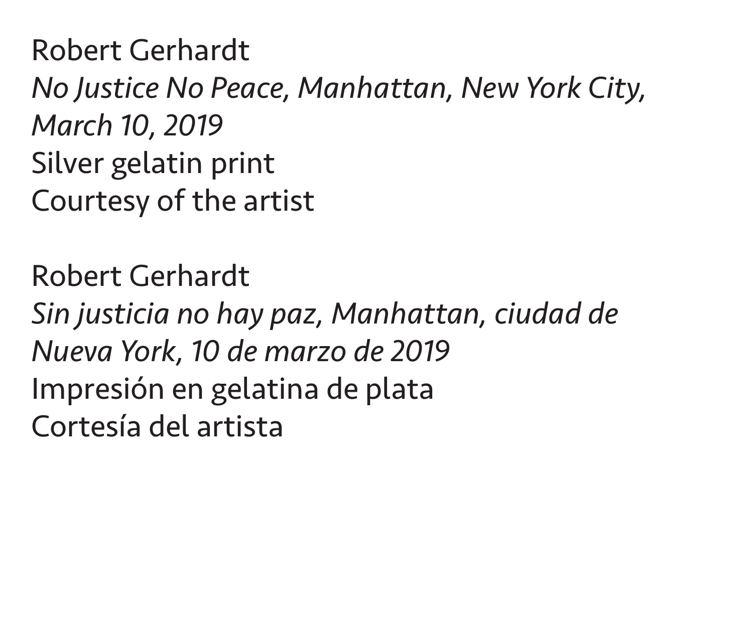Robert Gerhardt  
*No Justice No Peace, Manhattan, New York City, March 10, 2019*  
Silver gelatin print  
Courtesy of the artist

Robert Gerhardt  
*Sin justicia no hay paz, Manhattan, ciudad de Nueva York, 10 de marzo de 2019*  
Impresión en gelatina de plata  
Cortesía del artista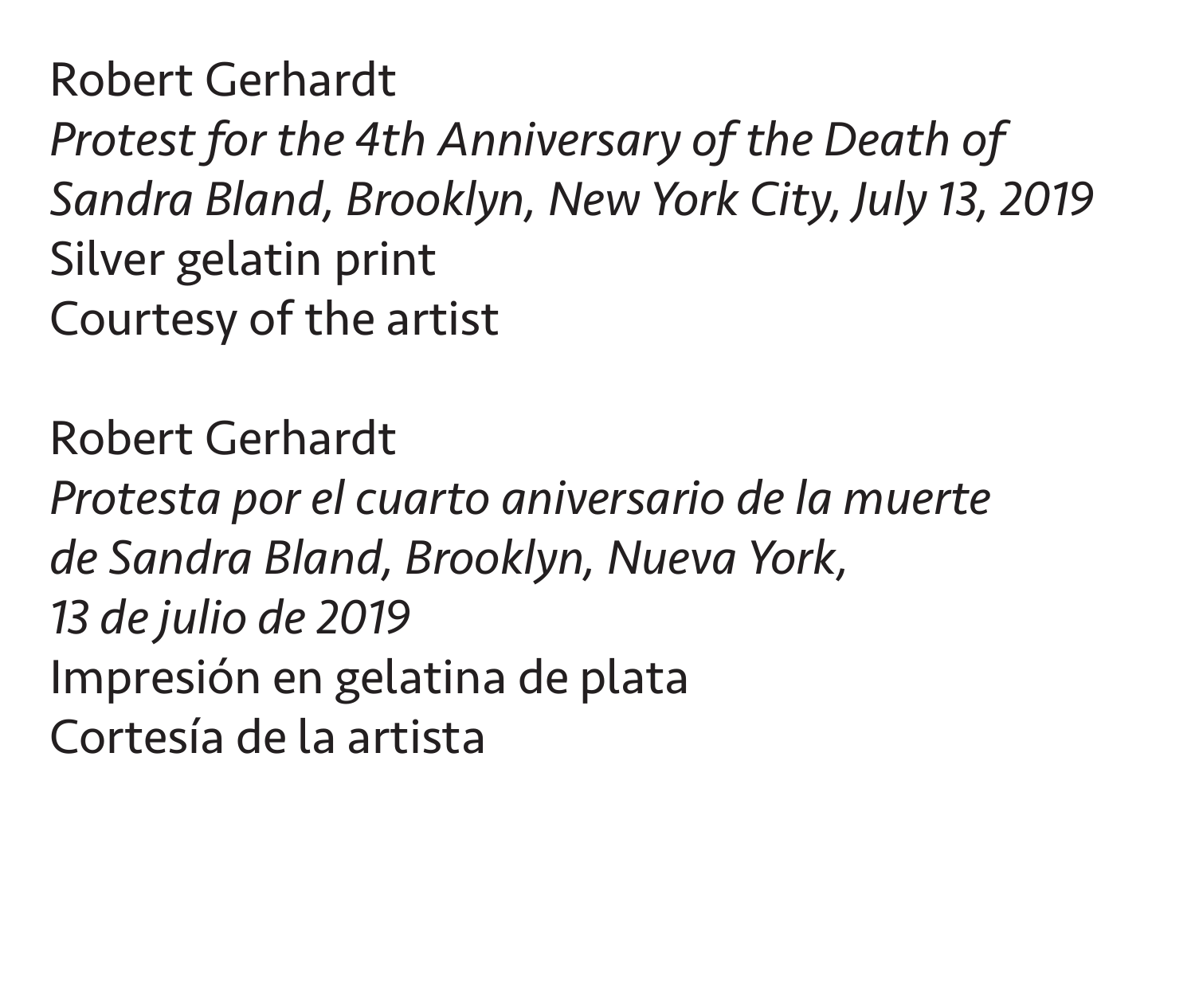Robert Gerhardt
*Protest for the 4th Anniversary of the Death of Sandra Bland, Brooklyn, New York City, July 13, 2019*
Silver gelatin print
Courtesy of the artist

Robert Gerhardt
*Protesta por el cuarto aniversario de la muerte de Sandra Bland, Brooklyn, Nueva York, 13 de julio de 2019*
Impresión en gelatina de plata
Cortesía de la artista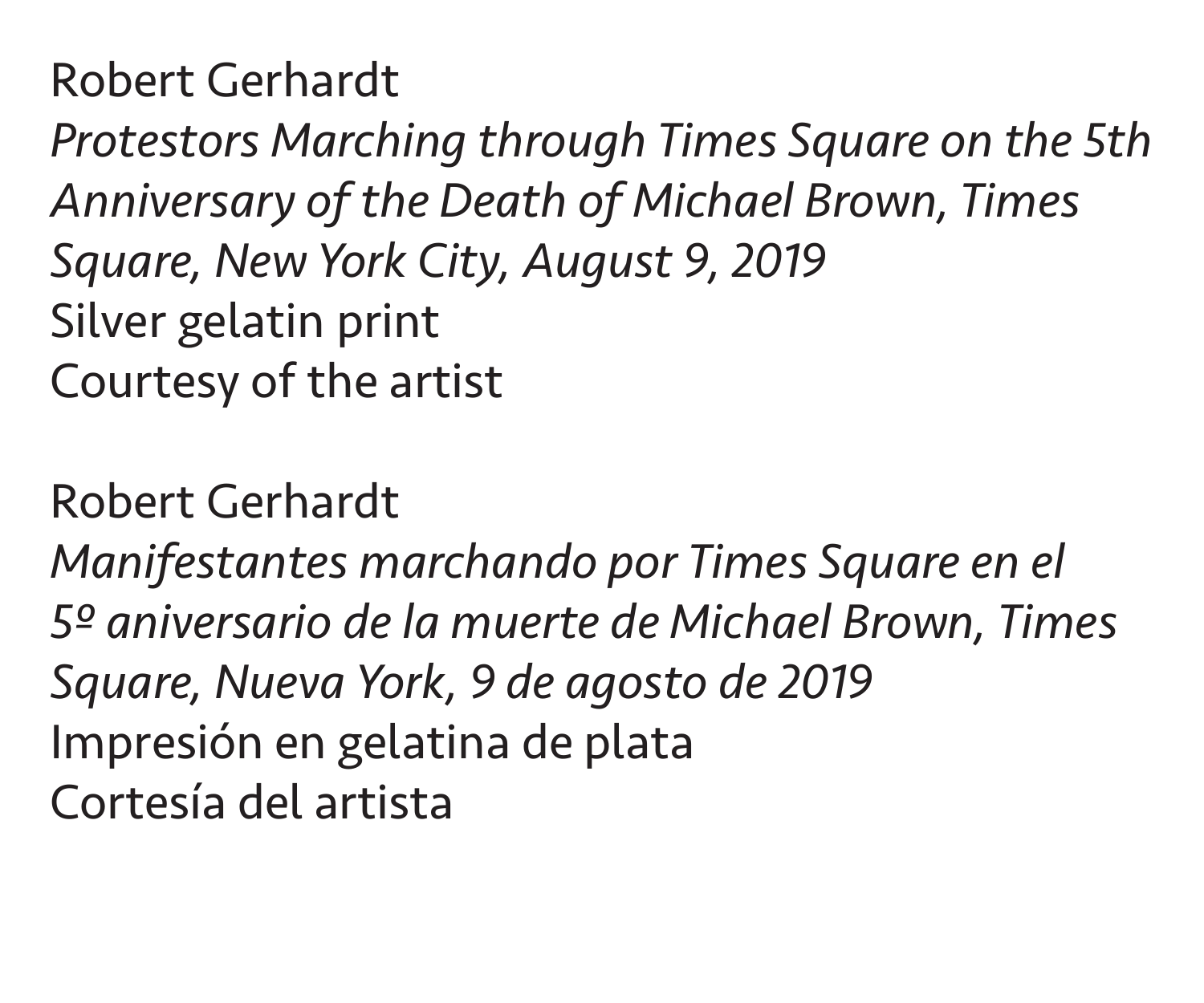Robert Gerhardt
*Protestors Marching through Times Square on the 5th Anniversary of the Death of Michael Brown, Times Square, New York City, August 9, 2019*
Silver gelatin print
Courtesy of the artist

Robert Gerhardt
*Manifestantes marchando por Times Square en el 5º aniversario de la muerte de Michael Brown, Times Square, Nueva York, 9 de agosto de 2019*
Impresión en gelatina de plata
Cortesía del artista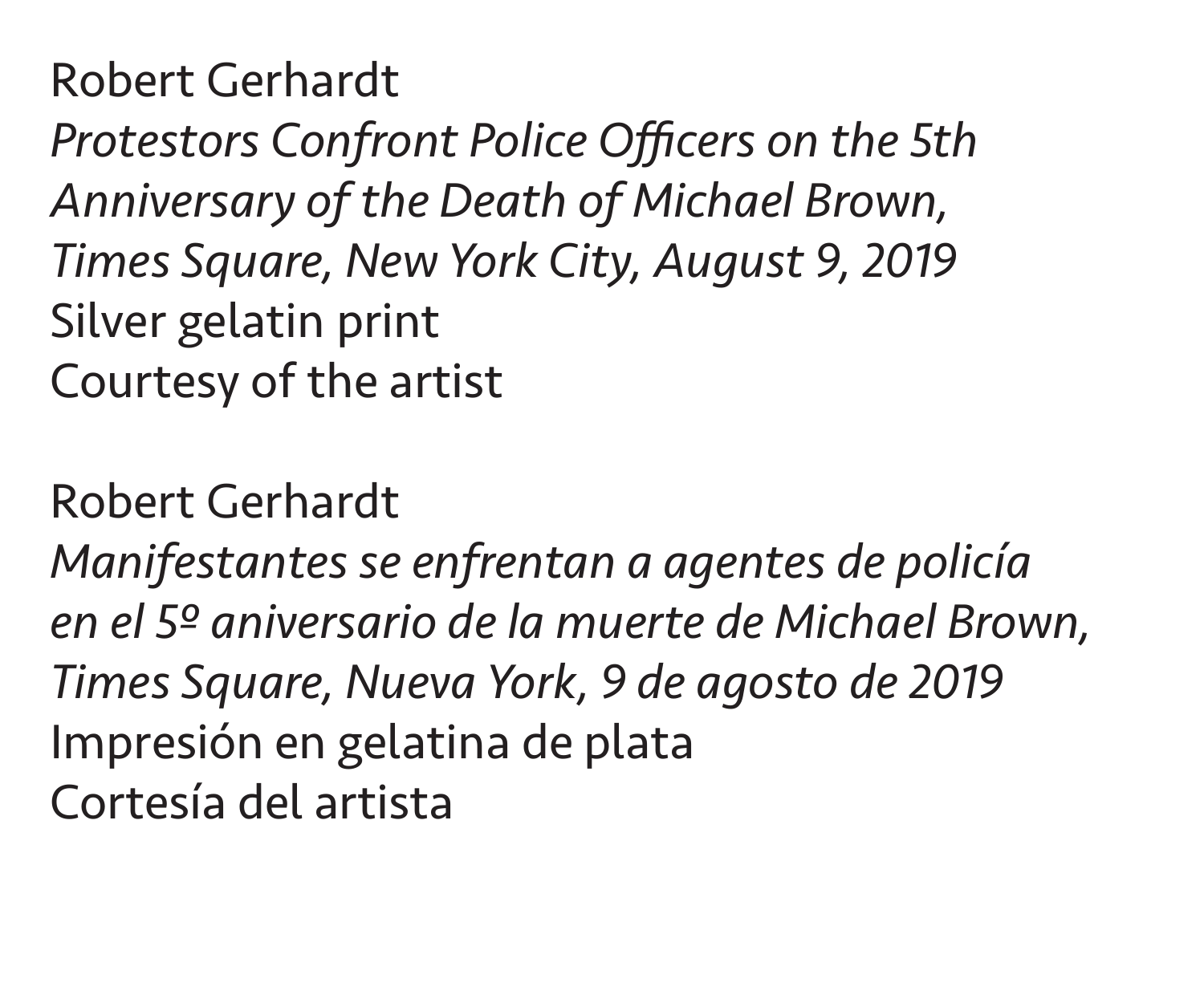Robert Gerhardt
*Protestors Confront Police Officers on the 5th Anniversary of the Death of Michael Brown, Times Square, New York City, August 9, 2019*
Silver gelatin print
Courtesy of the artist

Robert Gerhardt
*Manifestantes se enfrentan a agentes de policía en el 5º aniversario de la muerte de Michael Brown, Times Square, Nueva York, 9 de agosto de 2019*
Impresión en gelatina de plata
Cortesía del artista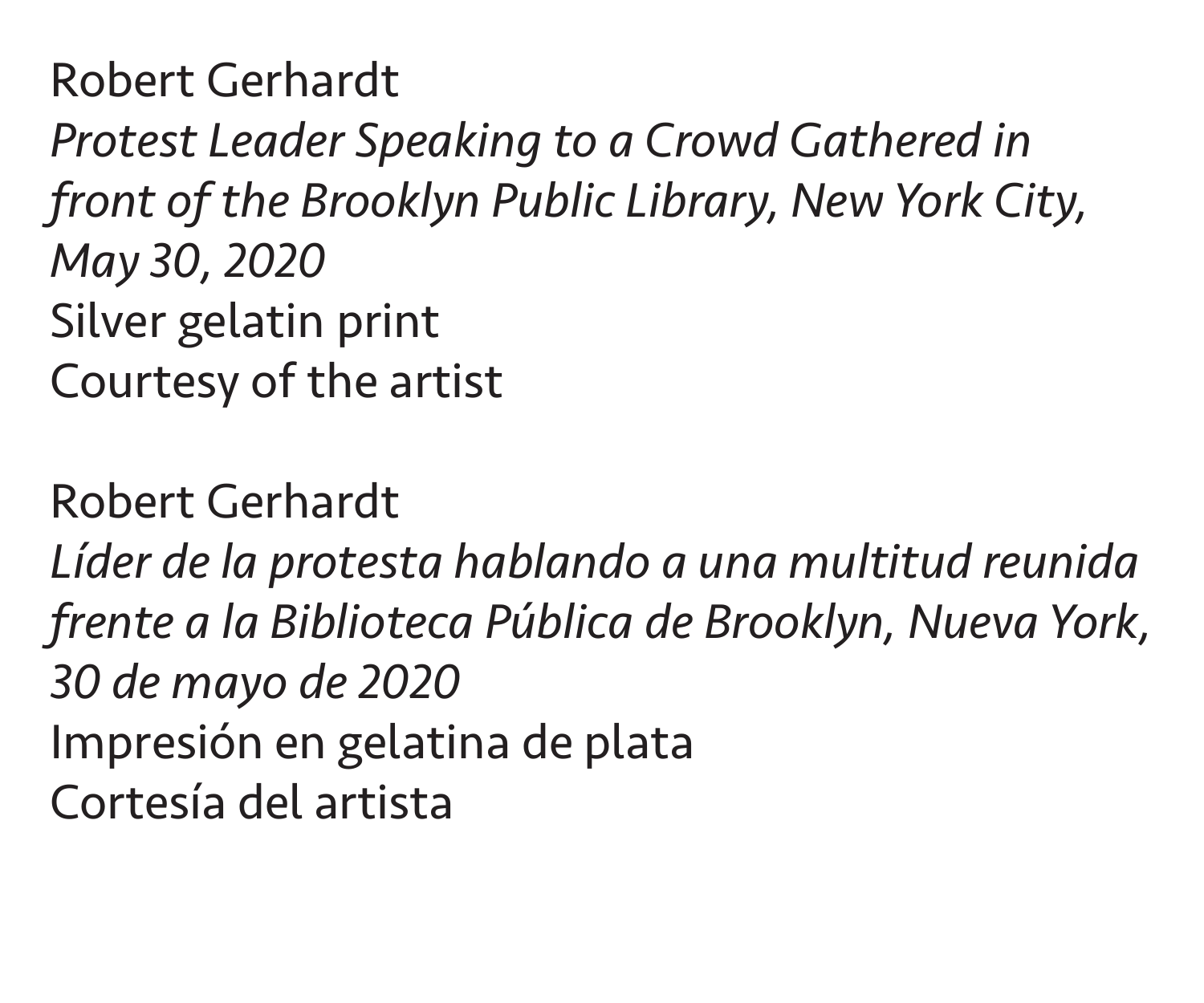Robert Gerhardt
*Protest Leader Speaking to a Crowd Gathered in front of the Brooklyn Public Library, New York City, May 30, 2020*
Silver gelatin print
Courtesy of the artist

Robert Gerhardt
*Líder de la protesta hablando a una multitud reunida frente a la Biblioteca Pública de Brooklyn, Nueva York, 30 de mayo de 2020*
Impresión en gelatina de plata
Cortesía del artista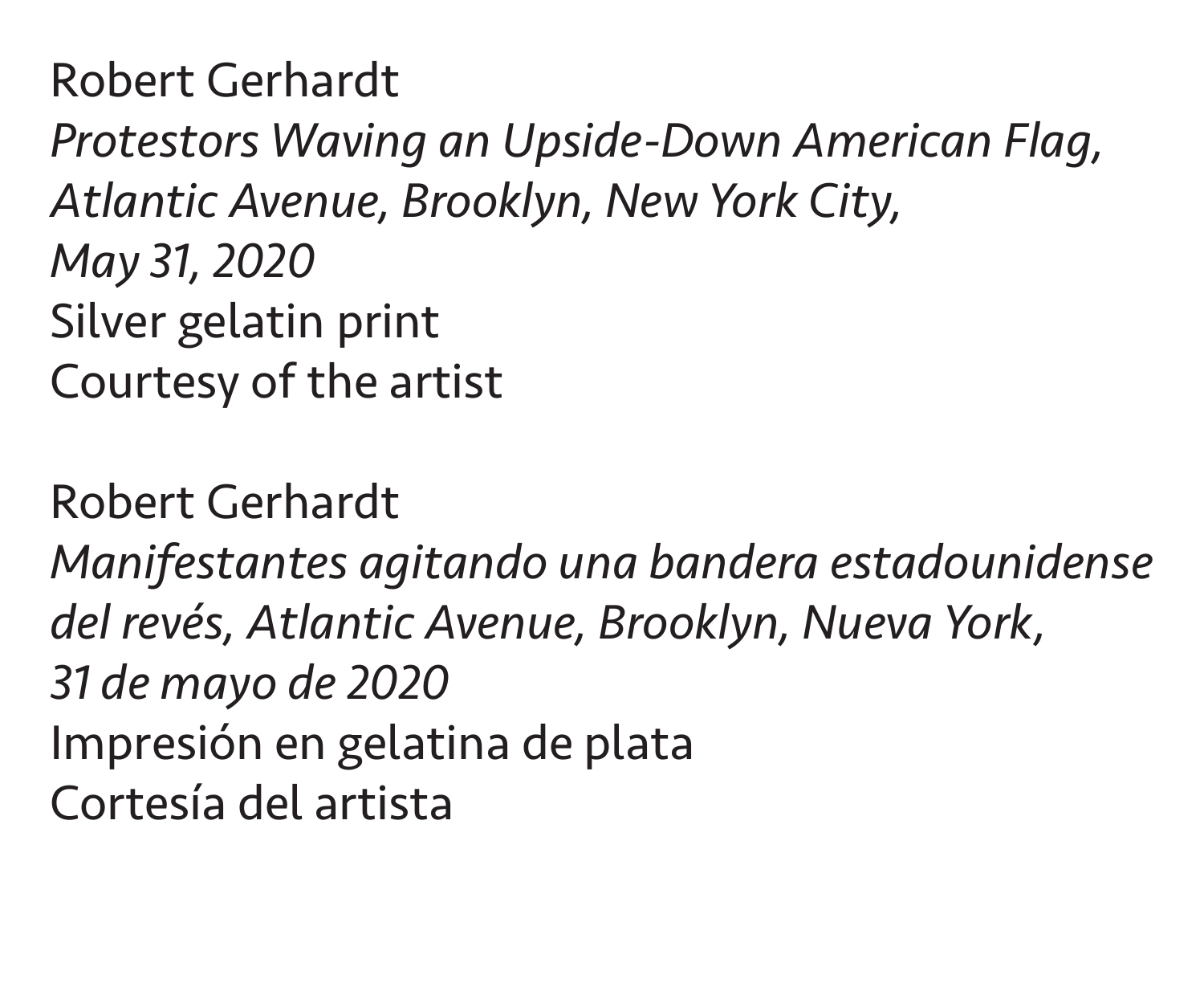Robert Gerhardt
*Protestors Waving an Upside-Down American Flag, Atlantic Avenue, Brooklyn, New York City, May 31, 2020*
Silver gelatin print
Courtesy of the artist

Robert Gerhardt
*Manifestantes agitando una bandera estadounidense del revés, Atlantic Avenue, Brooklyn, Nueva York, 31 de mayo de 2020*
Impresión en gelatina de plata
Cortesía del artista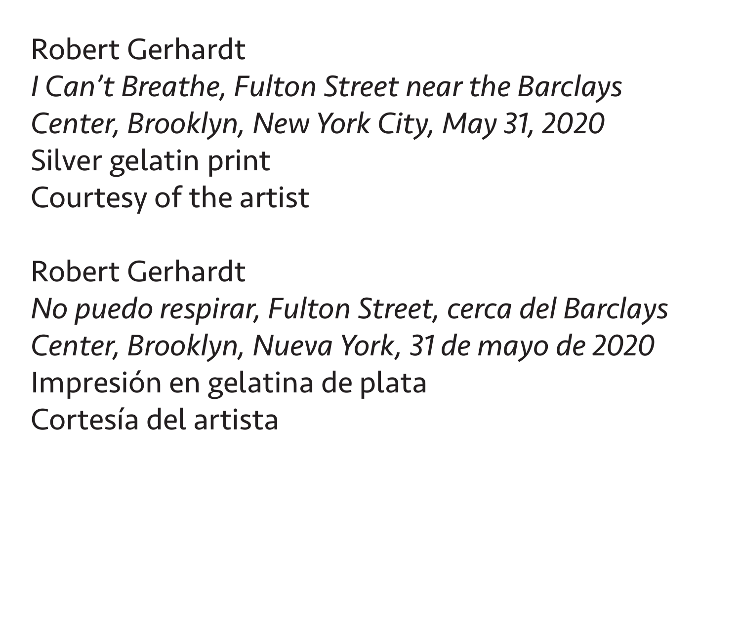Robert Gerhardt
*I Can't Breathe, Fulton Street near the Barclays Center, Brooklyn, New York City, May 31, 2020*
Silver gelatin print
Courtesy of the artist

Robert Gerhardt
*No puedo respirar, Fulton Street, cerca del Barclays Center, Brooklyn, Nueva York, 31 de mayo de 2020*
Impresión en gelatina de plata
Cortesía del artista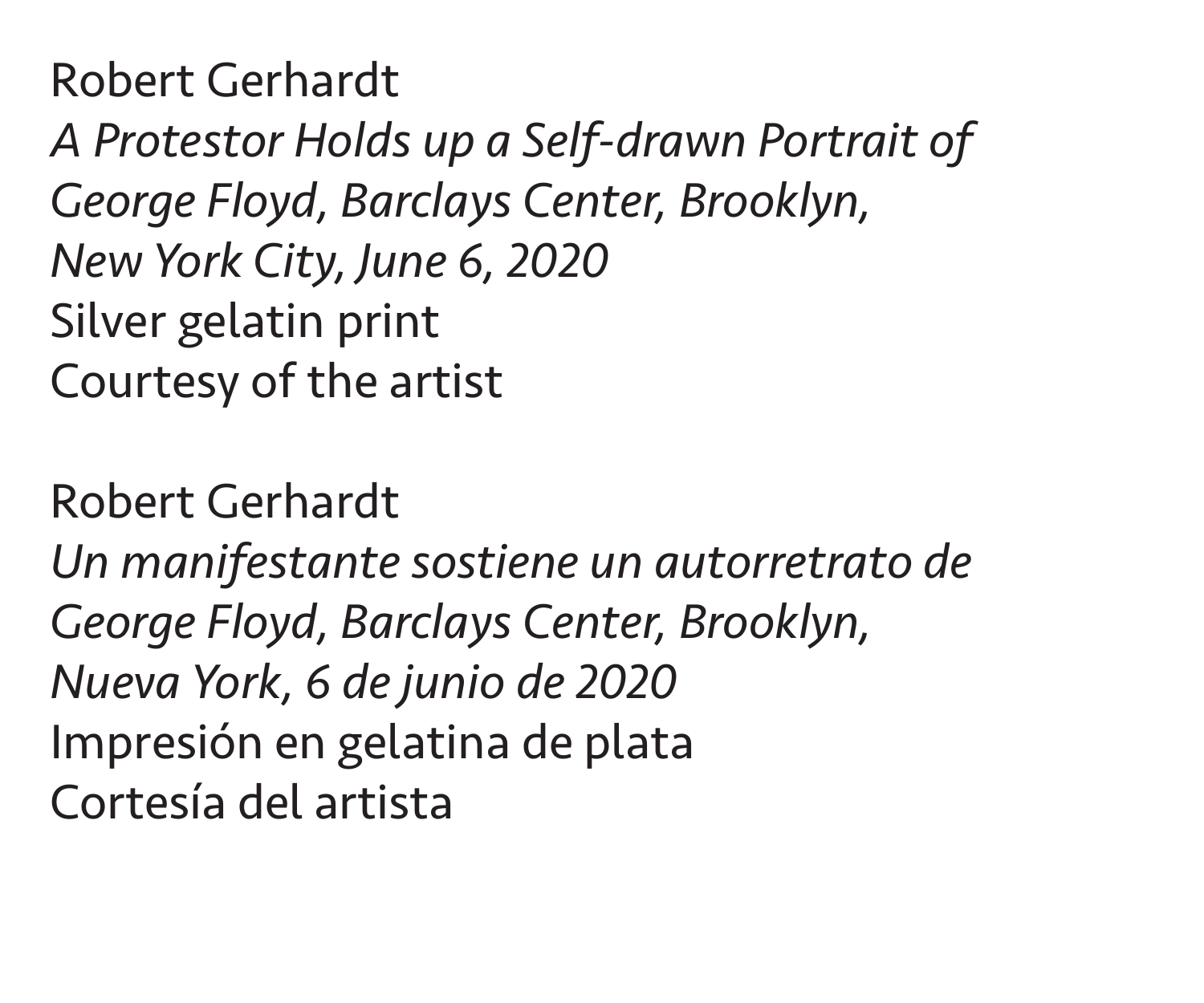Robert Gerhardt
*A Protestor Holds up a Self-drawn Portrait of George Floyd, Barclays Center, Brooklyn, New York City, June 6, 2020*
Silver gelatin print
Courtesy of the artist

Robert Gerhardt
*Un manifestante sostiene un autorretrato de George Floyd, Barclays Center, Brooklyn, Nueva York, 6 de junio de 2020*
Impresión en gelatina de plata
Cortesía del artista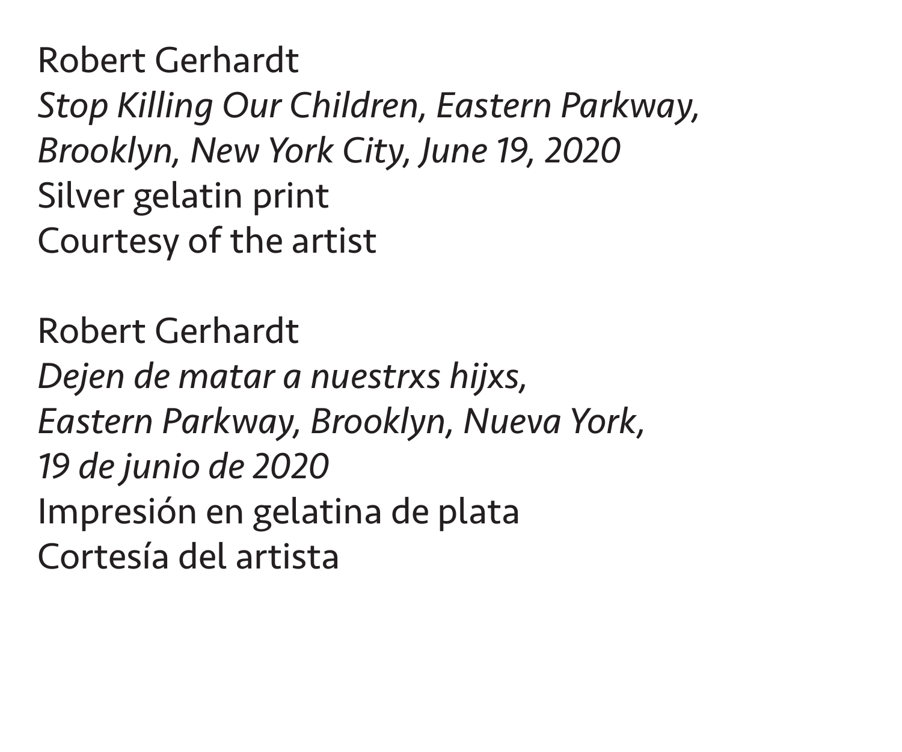Robert Gerhardt
*Stop Killing Our Children, Eastern Parkway, Brooklyn, New York City, June 19, 2020*
Silver gelatin print
Courtesy of the artist

Robert Gerhardt
*Dejen de matar a nuestrxs hijxs, Eastern Parkway, Brooklyn, Nueva York, 19 de junio de 2020*
Impresión en gelatina de plata
Cortesía del artista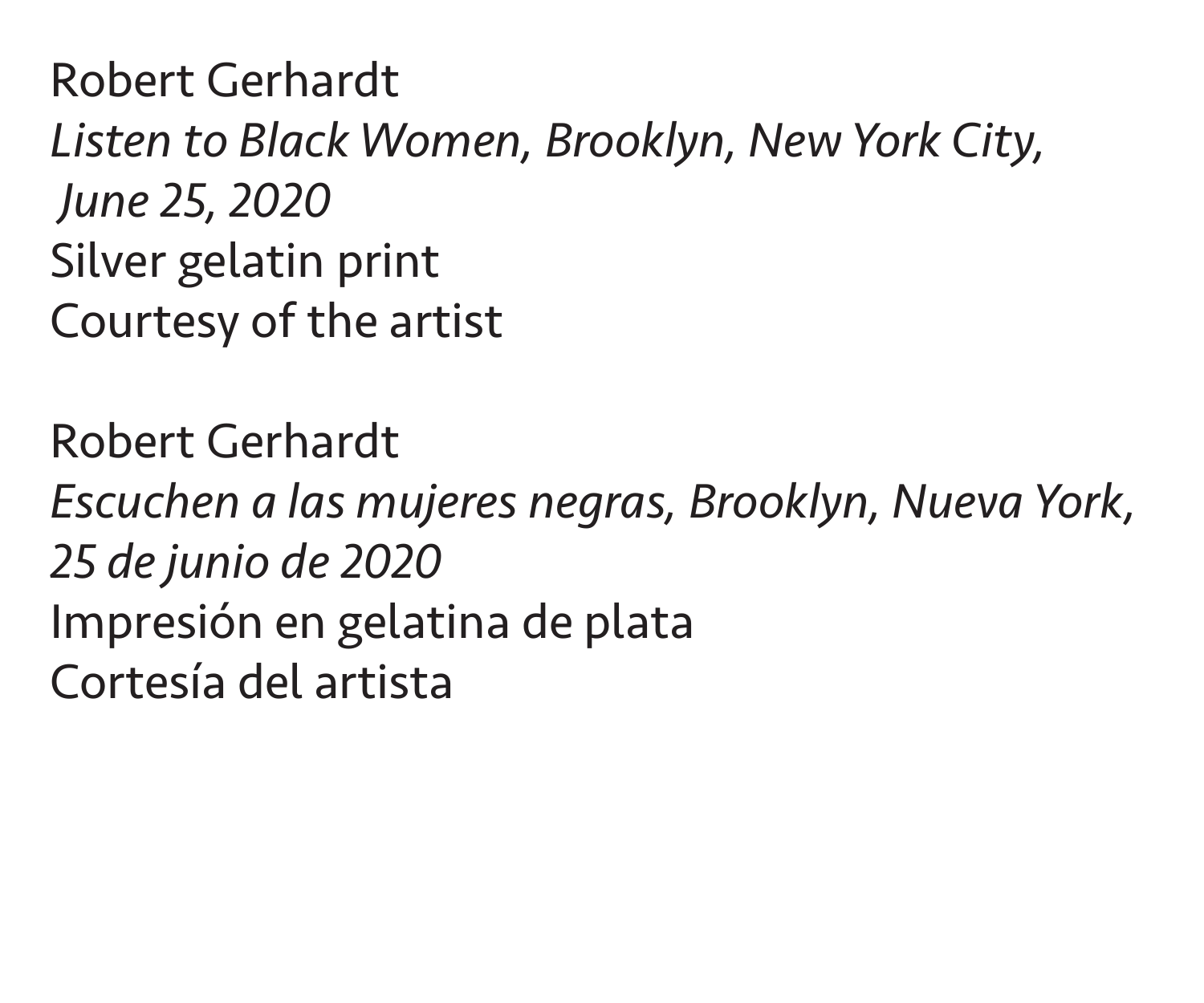Robert Gerhardt
*Listen to Black Women, Brooklyn, New York City, June 25, 2020*
Silver gelatin print
Courtesy of the artist

Robert Gerhardt
*Escuchen a las mujeres negras, Brooklyn, Nueva York, 25 de junio de 2020*
Impresión en gelatina de plata
Cortesía del artista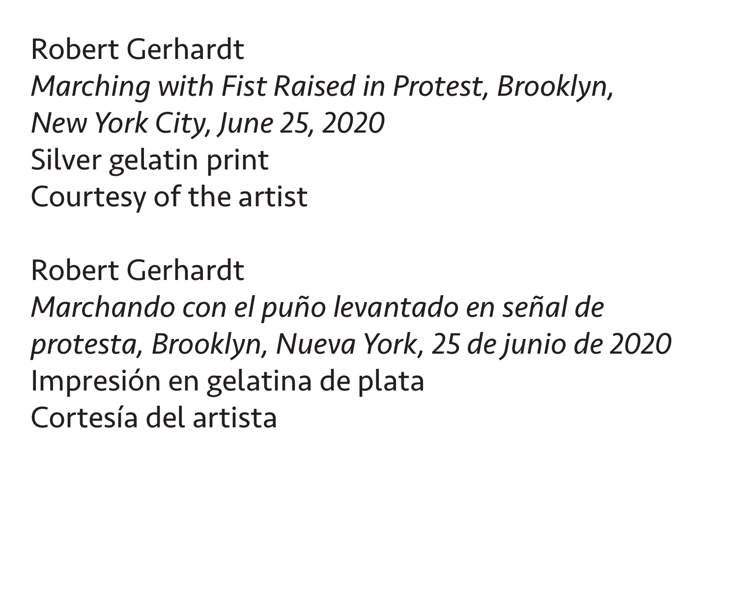Robert Gerhardt  
*Marching with Fist Raised in Protest, Brooklyn, New York City, June 25, 2020*  
Silver gelatin print  
Courtesy of the artist

Robert Gerhardt  
*Marchando con el puño levantado en señal de protesta, Brooklyn, Nueva York, 25 de junio de 2020*  
Impresión en gelatina de plata  
Cortesía del artista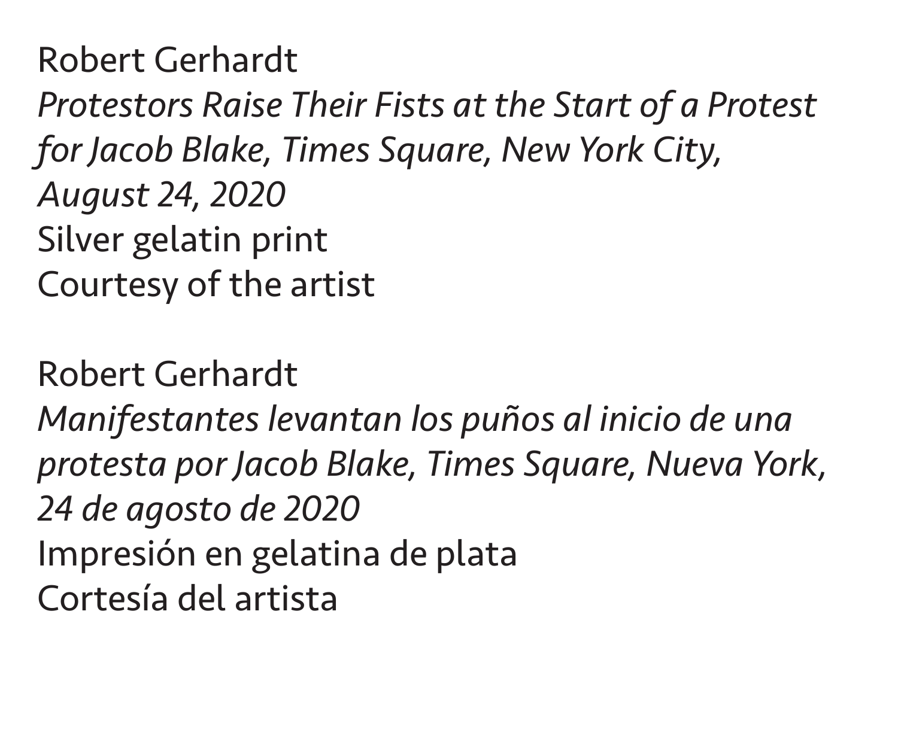Robert Gerhardt
*Protestors Raise Their Fists at the Start of a Protest for Jacob Blake, Times Square, New York City, August 24, 2020*
Silver gelatin print
Courtesy of the artist

Robert Gerhardt
*Manifestantes levantan los puños al inicio de una protesta por Jacob Blake, Times Square, Nueva York, 24 de agosto de 2020*
Impresión en gelatina de plata
Cortesía del artista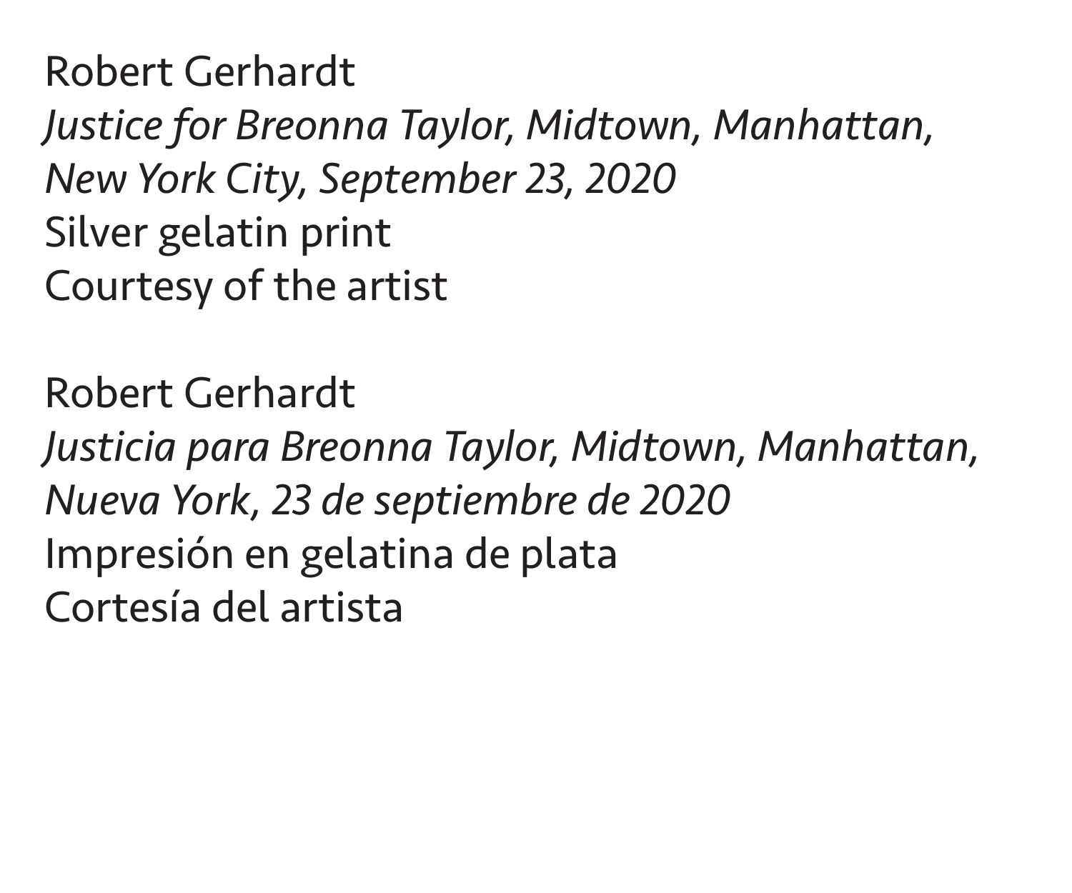Robert Gerhardt  
*Justice for Breonna Taylor, Midtown, Manhattan, New York City, September 23, 2020*  
Silver gelatin print  
Courtesy of the artist

Robert Gerhardt  
*Justicia para Breonna Taylor, Midtown, Manhattan, Nueva York, 23 de septiembre de 2020*  
Impresión en gelatina de plata  
Cortesía del artista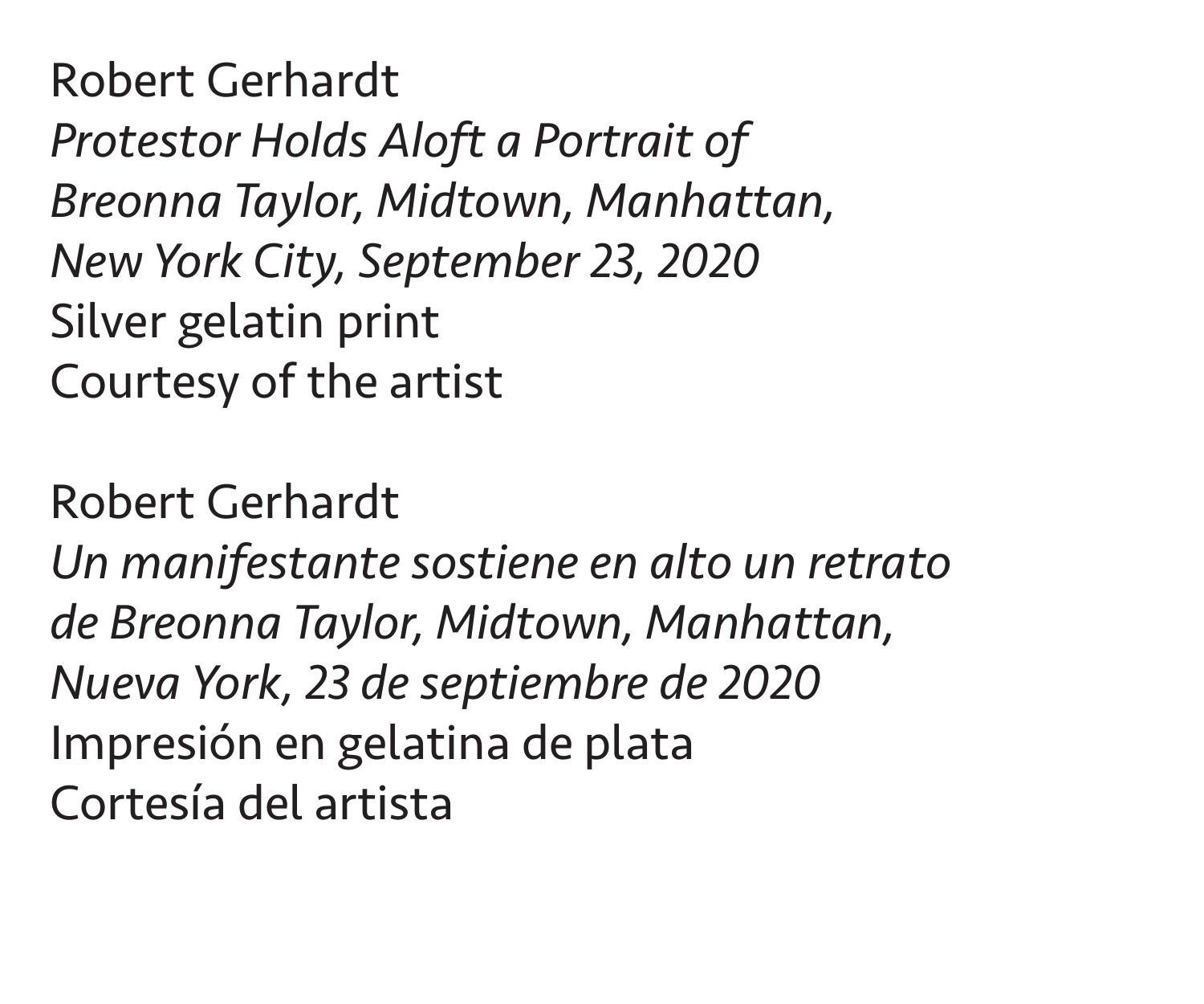Robert Gerhardt  
*Protestor Holds Aloft a Portrait of Breonna Taylor, Midtown, Manhattan, New York City, September 23, 2020*  
Silver gelatin print  
Courtesy of the artist

Robert Gerhardt  
*Un manifestante sostiene en alto un retrato de Breonna Taylor, Midtown, Manhattan, Nueva York, 23 de septiembre de 2020*  
Impresión en gelatina de plata  
Cortesía del artista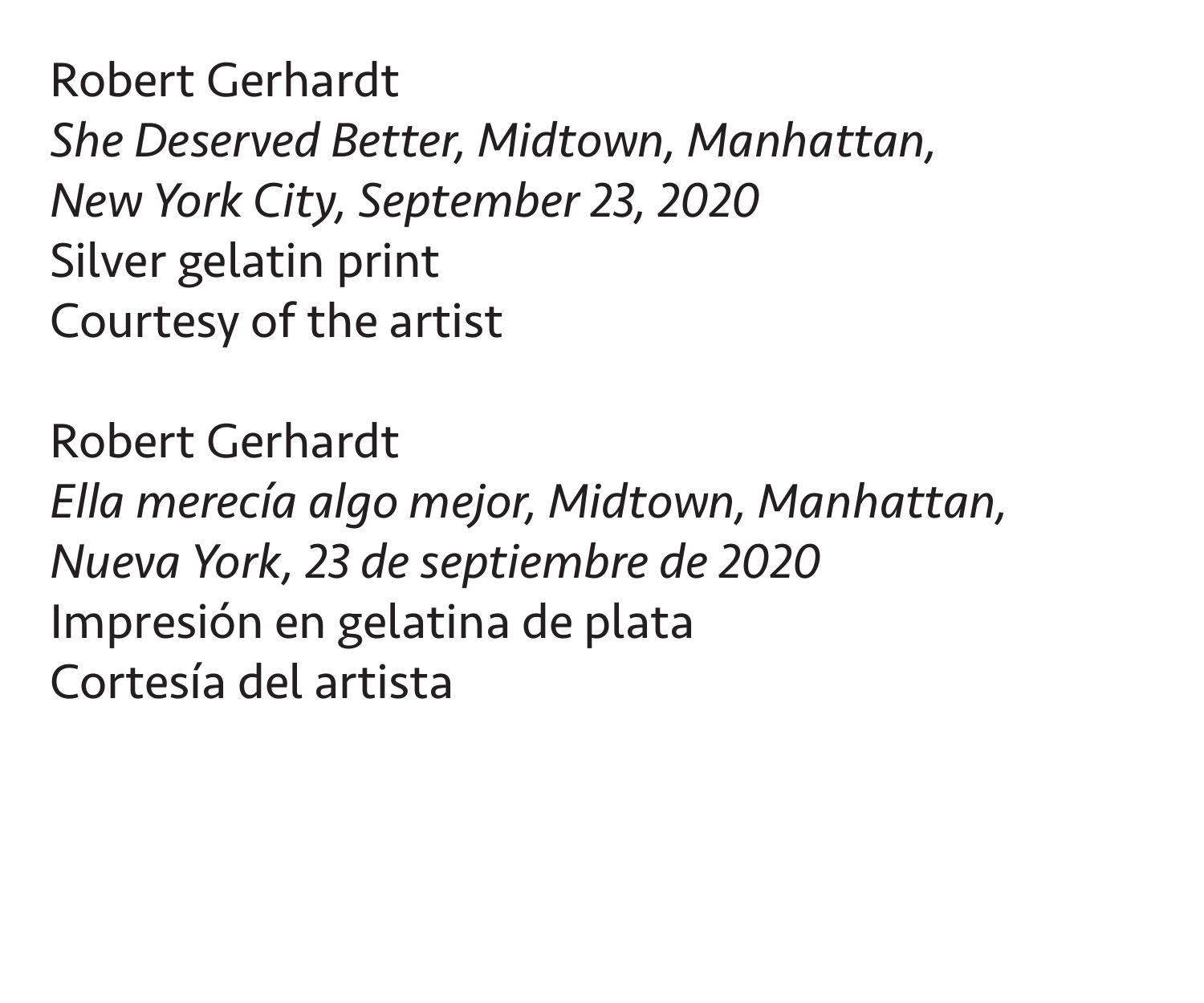Robert Gerhardt  
*She Deserved Better, Midtown, Manhattan, New York City, September 23, 2020*  
Silver gelatin print  
Courtesy of the artist

Robert Gerhardt  
*Ella merecía algo mejor, Midtown, Manhattan, Nueva York, 23 de septiembre de 2020*  
Impresión en gelatina de plata  
Cortesía del artista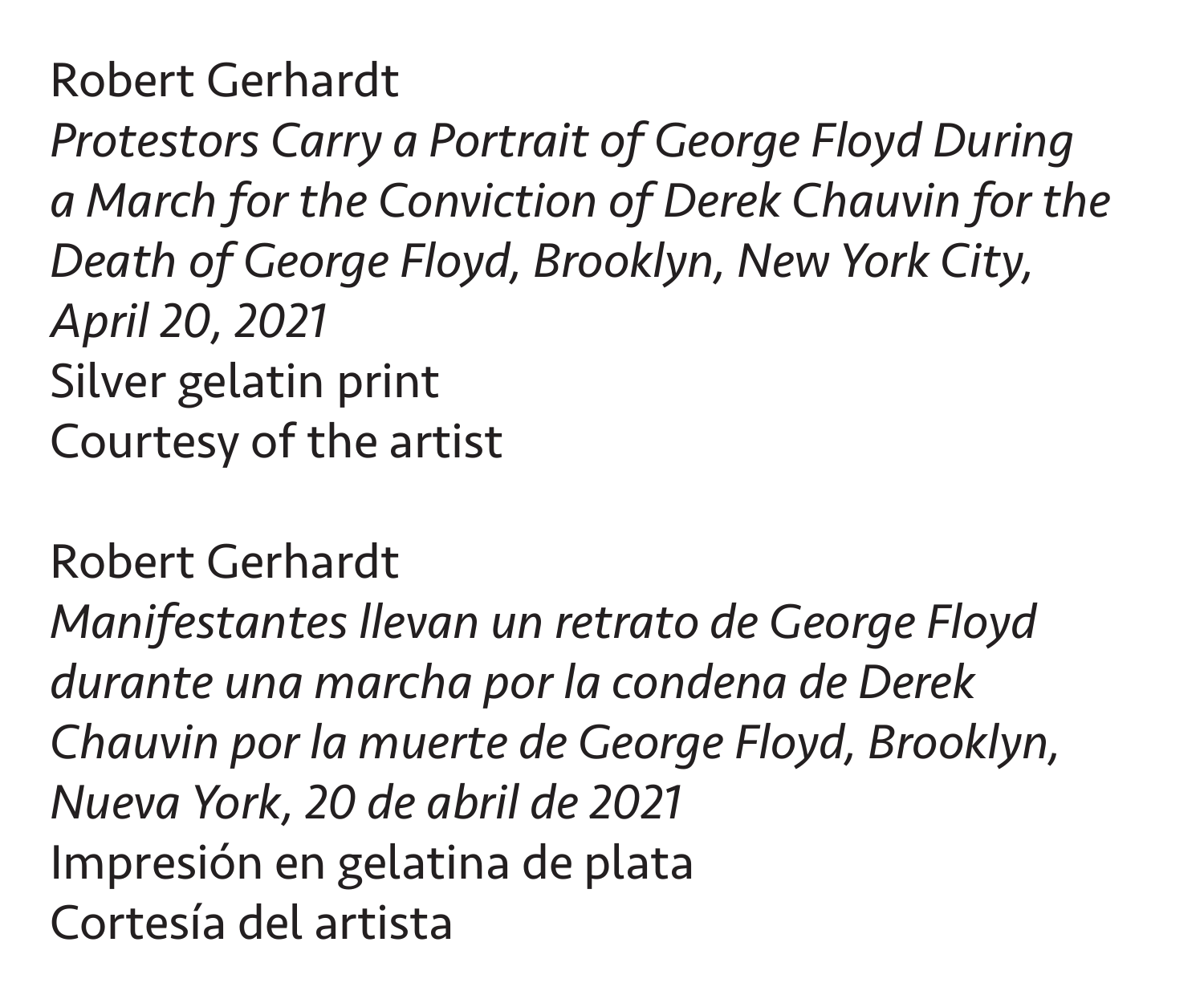Robert Gerhardt
*Protestors Carry a Portrait of George Floyd During a March for the Conviction of Derek Chauvin for the Death of George Floyd, Brooklyn, New York City, April 20, 2021*
Silver gelatin print
Courtesy of the artist

Robert Gerhardt
*Manifestantes llevan un retrato de George Floyd durante una marcha por la condena de Derek Chauvin por la muerte de George Floyd, Brooklyn, Nueva York, 20 de abril de 2021*
Impresión en gelatina de plata
Cortesía del artista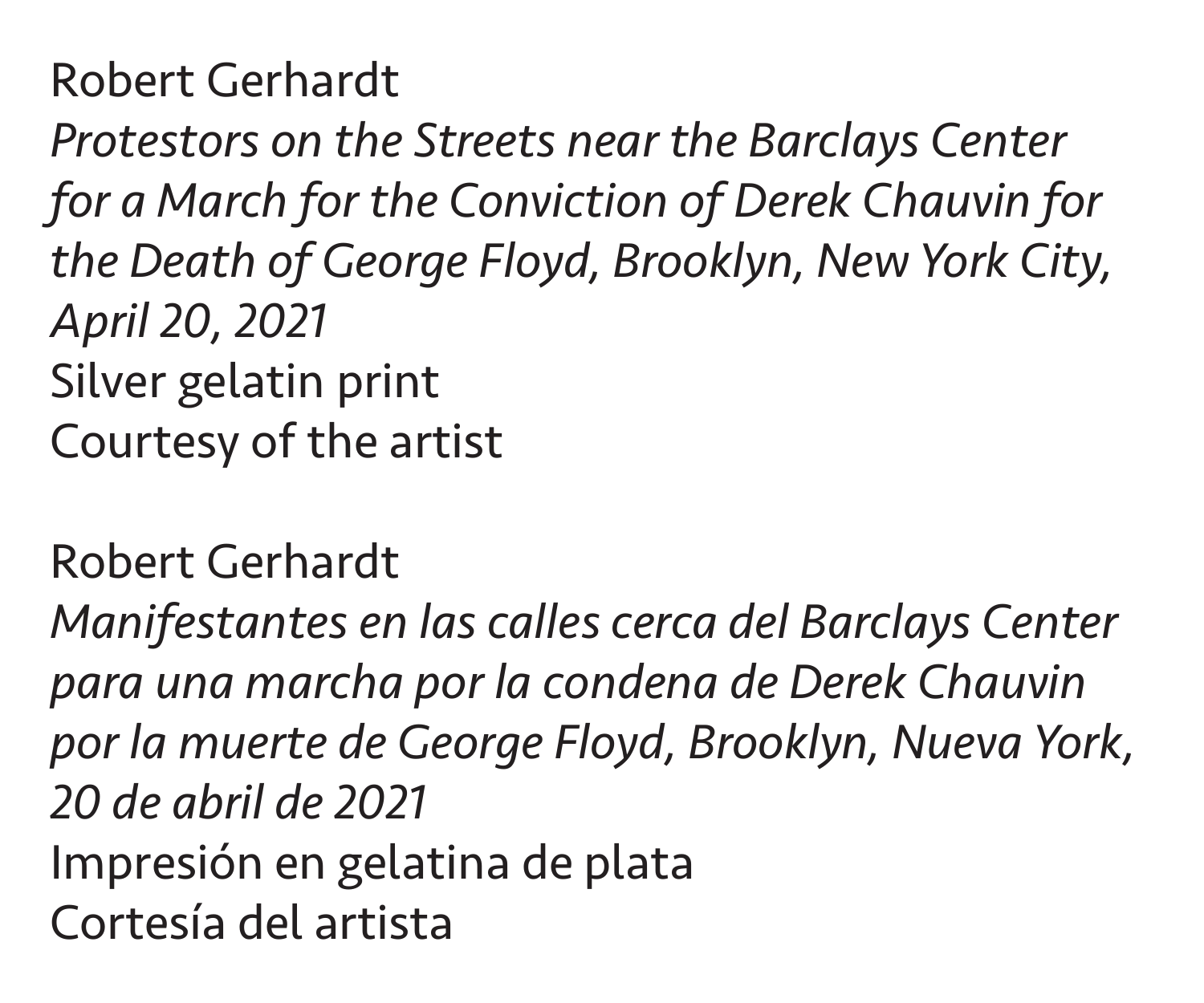Robert Gerhardt
*Protestors on the Streets near the Barclays Center for a March for the Conviction of Derek Chauvin for the Death of George Floyd, Brooklyn, New York City, April 20, 2021*
Silver gelatin print
Courtesy of the artist

Robert Gerhardt
*Manifestantes en las calles cerca del Barclays Center para una marcha por la condena de Derek Chauvin por la muerte de George Floyd, Brooklyn, Nueva York, 20 de abril de 2021*
Impresión en gelatina de plata
Cortesía del artista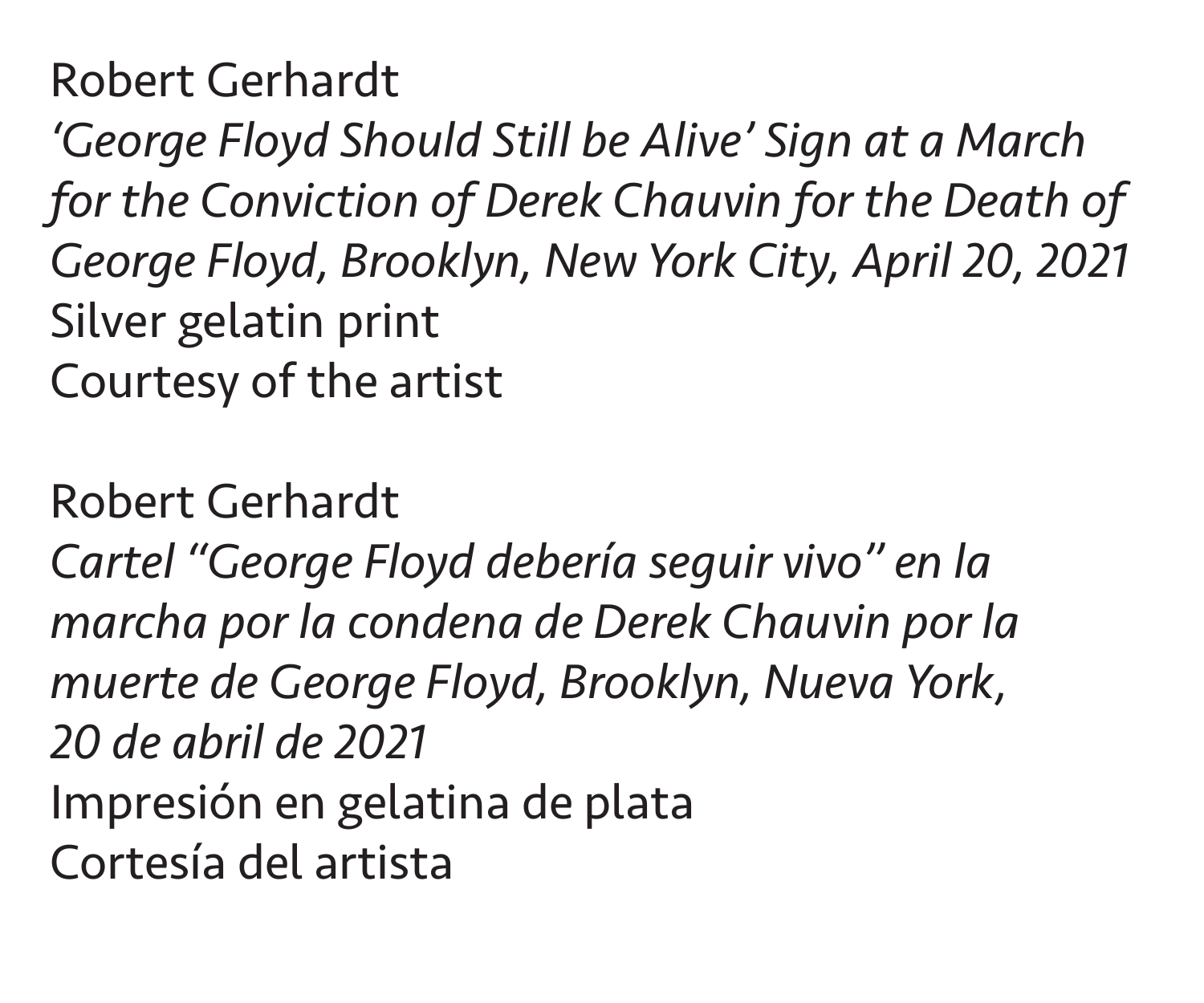Robert Gerhardt
*'George Floyd Should Still be Alive' Sign at a March for the Conviction of Derek Chauvin for the Death of George Floyd, Brooklyn, New York City, April 20, 2021*
Silver gelatin print
Courtesy of the artist

Robert Gerhardt
*Cartel "George Floyd debería seguir vivo" en la marcha por la condena de Derek Chauvin por la muerte de George Floyd, Brooklyn, Nueva York, 20 de abril de 2021*
Impresión en gelatina de plata
Cortesía del artista